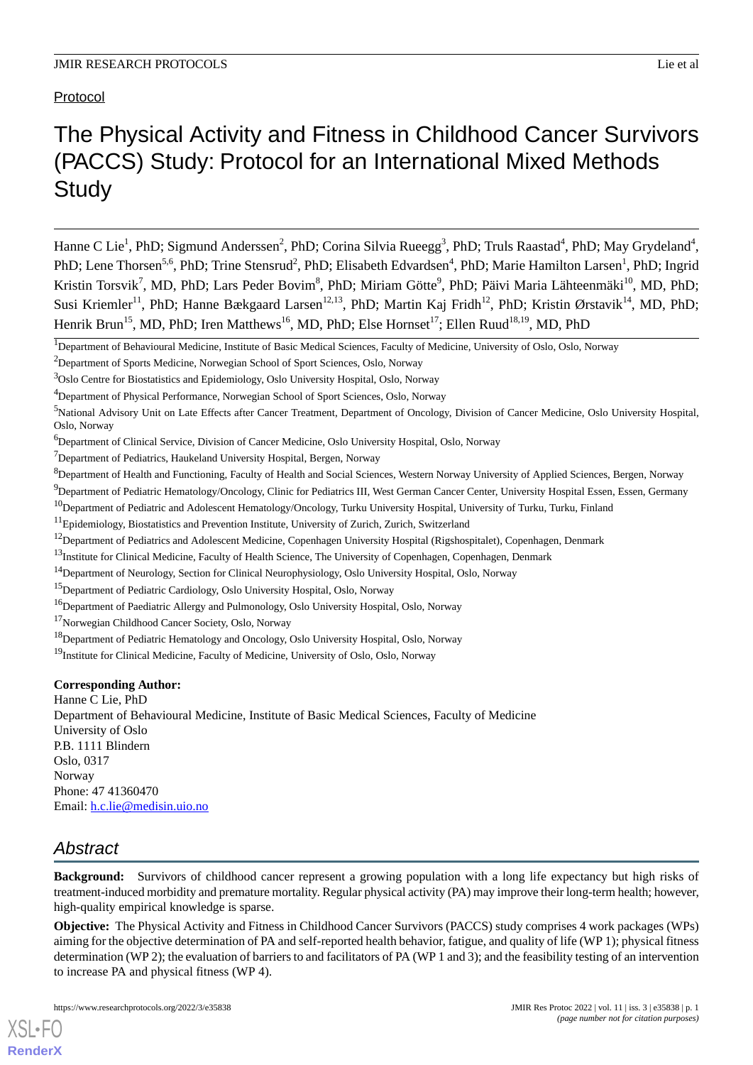Protocol

# The Physical Activity and Fitness in Childhood Cancer Survivors (PACCS) Study: Protocol for an International Mixed Methods Study

Hanne C Lie[1], PhD; Sigmund Anderssen[2], PhD; Corina Silvia Rueegg[3], PhD; Truls Raastad[4], PhD; May Grydeland[4], PhD; Lene Thorsen[5,6], PhD; Trine Stensrud[2], PhD; Elisabeth Edvardsen[4], PhD; Marie Hamilton Larsen[1], PhD; Ingrid Kristin Torsvik[7], MD, PhD; Lars Peder Bovim[8], PhD; Miriam Götte[9], PhD; Päivi Maria Lähteenmäki[10], MD, PhD; Susi Kriemler[11], PhD; Hanne Bækgaard Larsen[12,13], PhD; Martin Kaj Fridh[12], PhD; Kristin Ørstavik[14], MD, PhD; Henrik Brun[15], MD, PhD; Iren Matthews[16], MD, PhD; Else Hornset[17]; Ellen Ruud[18,19], MD, PhD

[1]Department of Behavioural Medicine, Institute of Basic Medical Sciences, Faculty of Medicine, University of Oslo, Oslo, Norway

[2]Department of Sports Medicine, Norwegian School of Sport Sciences, Oslo, Norway

[3]Oslo Centre for Biostatistics and Epidemiology, Oslo University Hospital, Oslo, Norway

[4]Department of Physical Performance, Norwegian School of Sport Sciences, Oslo, Norway

[5]National Advisory Unit on Late Effects after Cancer Treatment, Department of Oncology, Division of Cancer Medicine, Oslo University Hospital, Oslo, Norway

[6]Department of Clinical Service, Division of Cancer Medicine, Oslo University Hospital, Oslo, Norway

[7]Department of Pediatrics, Haukeland University Hospital, Bergen, Norway

[8]Department of Health and Functioning, Faculty of Health and Social Sciences, Western Norway University of Applied Sciences, Bergen, Norway

[9]Department of Pediatric Hematology/Oncology, Clinic for Pediatrics III, West German Cancer Center, University Hospital Essen, Essen, Germany

[10]Department of Pediatric and Adolescent Hematology/Oncology, Turku University Hospital, University of Turku, Turku, Finland

[11]Epidemiology, Biostatistics and Prevention Institute, University of Zurich, Zurich, Switzerland

[12]Department of Pediatrics and Adolescent Medicine, Copenhagen University Hospital (Rigshospitalet), Copenhagen, Denmark

[13]Institute for Clinical Medicine, Faculty of Health Science, The University of Copenhagen, Copenhagen, Denmark

[14]Department of Neurology, Section for Clinical Neurophysiology, Oslo University Hospital, Oslo, Norway

[15]Department of Pediatric Cardiology, Oslo University Hospital, Oslo, Norway

[16]Department of Paediatric Allergy and Pulmonology, Oslo University Hospital, Oslo, Norway

[17]Norwegian Childhood Cancer Society, Oslo, Norway

[18]Department of Pediatric Hematology and Oncology, Oslo University Hospital, Oslo, Norway

[19]Institute for Clinical Medicine, Faculty of Medicine, University of Oslo, Oslo, Norway

**Corresponding Author:**
Hanne C Lie, PhD
Department of Behavioural Medicine, Institute of Basic Medical Sciences, Faculty of Medicine
University of Oslo
P.B. 1111 Blindern
Oslo, 0317
Norway
Phone: 47 41360470
Email: h.c.lie@medisin.uio.no

## Abstract

**Background:** Survivors of childhood cancer represent a growing population with a long life expectancy but high risks of treatment-induced morbidity and premature mortality. Regular physical activity (PA) may improve their long-term health; however, high-quality empirical knowledge is sparse.

**Objective:** The Physical Activity and Fitness in Childhood Cancer Survivors (PACCS) study comprises 4 work packages (WPs) aiming for the objective determination of PA and self-reported health behavior, fatigue, and quality of life (WP 1); physical fitness determination (WP 2); the evaluation of barriers to and facilitators of PA (WP 1 and 3); and the feasibility testing of an intervention to increase PA and physical fitness (WP 4).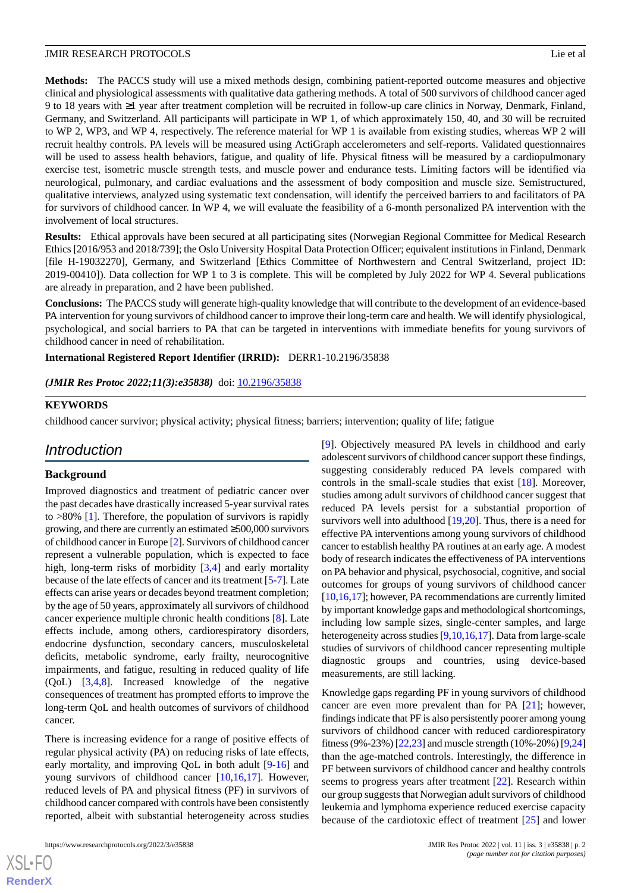**Methods:** The PACCS study will use a mixed methods design, combining patient-reported outcome measures and objective clinical and physiological assessments with qualitative data gathering methods. A total of 500 survivors of childhood cancer aged 9 to 18 years with ≥1 year after treatment completion will be recruited in follow-up care clinics in Norway, Denmark, Finland, Germany, and Switzerland. All participants will participate in WP 1, of which approximately 150, 40, and 30 will be recruited to WP 2, WP3, and WP 4, respectively. The reference material for WP 1 is available from existing studies, whereas WP 2 will recruit healthy controls. PA levels will be measured using ActiGraph accelerometers and self-reports. Validated questionnaires will be used to assess health behaviors, fatigue, and quality of life. Physical fitness will be measured by a cardiopulmonary exercise test, isometric muscle strength tests, and muscle power and endurance tests. Limiting factors will be identified via neurological, pulmonary, and cardiac evaluations and the assessment of body composition and muscle size. Semistructured, qualitative interviews, analyzed using systematic text condensation, will identify the perceived barriers to and facilitators of PA for survivors of childhood cancer. In WP 4, we will evaluate the feasibility of a 6-month personalized PA intervention with the involvement of local structures.

**Results:** Ethical approvals have been secured at all participating sites (Norwegian Regional Committee for Medical Research Ethics [2016/953 and 2018/739]; the Oslo University Hospital Data Protection Officer; equivalent institutions in Finland, Denmark [file H-19032270], Germany, and Switzerland [Ethics Committee of Northwestern and Central Switzerland, project ID: 2019-00410]). Data collection for WP 1 to 3 is complete. This will be completed by July 2022 for WP 4. Several publications are already in preparation, and 2 have been published.

**Conclusions:** The PACCS study will generate high-quality knowledge that will contribute to the development of an evidence-based PA intervention for young survivors of childhood cancer to improve their long-term care and health. We will identify physiological, psychological, and social barriers to PA that can be targeted in interventions with immediate benefits for young survivors of childhood cancer in need of rehabilitation.

**International Registered Report Identifier (IRRID):** DERR1-10.2196/35838

***(JMIR Res Protoc 2022;11(3):e35838)*** doi: 10.2196/35838

**KEYWORDS**

childhood cancer survivor; physical activity; physical fitness; barriers; intervention; quality of life; fatigue

## Introduction

### Background

Improved diagnostics and treatment of pediatric cancer over the past decades have drastically increased 5-year survival rates to >80% [1]. Therefore, the population of survivors is rapidly growing, and there are currently an estimated ≥500,000 survivors of childhood cancer in Europe [2]. Survivors of childhood cancer represent a vulnerable population, which is expected to face high, long-term risks of morbidity [3,4] and early mortality because of the late effects of cancer and its treatment [5-7]. Late effects can arise years or decades beyond treatment completion; by the age of 50 years, approximately all survivors of childhood cancer experience multiple chronic health conditions [8]. Late effects include, among others, cardiorespiratory disorders, endocrine dysfunction, secondary cancers, musculoskeletal deficits, metabolic syndrome, early frailty, neurocognitive impairments, and fatigue, resulting in reduced quality of life (QoL) [3,4,8]. Increased knowledge of the negative consequences of treatment has prompted efforts to improve the long-term QoL and health outcomes of survivors of childhood cancer.

There is increasing evidence for a range of positive effects of regular physical activity (PA) on reducing risks of late effects, early mortality, and improving QoL in both adult [9-16] and young survivors of childhood cancer [10,16,17]. However, reduced levels of PA and physical fitness (PF) in survivors of childhood cancer compared with controls have been consistently reported, albeit with substantial heterogeneity across studies [9]. Objectively measured PA levels in childhood and early adolescent survivors of childhood cancer support these findings, suggesting considerably reduced PA levels compared with controls in the small-scale studies that exist [18]. Moreover, studies among adult survivors of childhood cancer suggest that reduced PA levels persist for a substantial proportion of survivors well into adulthood [19,20]. Thus, there is a need for effective PA interventions among young survivors of childhood cancer to establish healthy PA routines at an early age. A modest body of research indicates the effectiveness of PA interventions on PA behavior and physical, psychosocial, cognitive, and social outcomes for groups of young survivors of childhood cancer [10,16,17]; however, PA recommendations are currently limited by important knowledge gaps and methodological shortcomings, including low sample sizes, single-center samples, and large heterogeneity across studies [9,10,16,17]. Data from large-scale studies of survivors of childhood cancer representing multiple diagnostic groups and countries, using device-based measurements, are still lacking.

Knowledge gaps regarding PF in young survivors of childhood cancer are even more prevalent than for PA [21]; however, findings indicate that PF is also persistently poorer among young survivors of childhood cancer with reduced cardiorespiratory fitness (9%-23%) [22,23] and muscle strength (10%-20%) [9,24] than the age-matched controls. Interestingly, the difference in PF between survivors of childhood cancer and healthy controls seems to progress years after treatment [22]. Research within our group suggests that Norwegian adult survivors of childhood leukemia and lymphoma experience reduced exercise capacity because of the cardiotoxic effect of treatment [25] and lower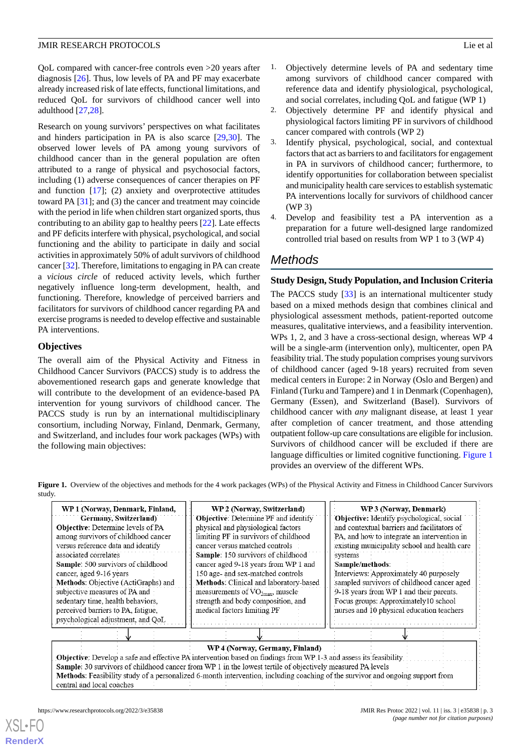QoL compared with cancer-free controls even >20 years after diagnosis [26]. Thus, low levels of PA and PF may exacerbate already increased risk of late effects, functional limitations, and reduced QoL for survivors of childhood cancer well into adulthood [27,28].

Research on young survivors' perspectives on what facilitates and hinders participation in PA is also scarce [29,30]. The observed lower levels of PA among young survivors of childhood cancer than in the general population are often attributed to a range of physical and psychosocial factors, including (1) adverse consequences of cancer therapies on PF and function [17]; (2) anxiety and overprotective attitudes toward PA [31]; and (3) the cancer and treatment may coincide with the period in life when children start organized sports, thus contributing to an ability gap to healthy peers [22]. Late effects and PF deficits interfere with physical, psychological, and social functioning and the ability to participate in daily and social activities in approximately 50% of adult survivors of childhood cancer [32]. Therefore, limitations to engaging in PA can create a *vicious circle* of reduced activity levels, which further negatively influence long-term development, health, and functioning. Therefore, knowledge of perceived barriers and facilitators for survivors of childhood cancer regarding PA and exercise programs is needed to develop effective and sustainable PA interventions.

## Objectives

The overall aim of the Physical Activity and Fitness in Childhood Cancer Survivors (PACCS) study is to address the abovementioned research gaps and generate knowledge that will contribute to the development of an evidence-based PA intervention for young survivors of childhood cancer. The PACCS study is run by an international multidisciplinary consortium, including Norway, Finland, Denmark, Germany, and Switzerland, and includes four work packages (WPs) with the following main objectives:

1. Objectively determine levels of PA and sedentary time among survivors of childhood cancer compared with reference data and identify physiological, psychological, and social correlates, including QoL and fatigue (WP 1)
2. Objectively determine PF and identify physical and physiological factors limiting PF in survivors of childhood cancer compared with controls (WP 2)
3. Identify physical, psychological, social, and contextual factors that act as barriers to and facilitators for engagement in PA in survivors of childhood cancer; furthermore, to identify opportunities for collaboration between specialist and municipality health care services to establish systematic PA interventions locally for survivors of childhood cancer (WP 3)
4. Develop and feasibility test a PA intervention as a preparation for a future well-designed large randomized controlled trial based on results from WP 1 to 3 (WP 4)

# Methods

## Study Design, Study Population, and Inclusion Criteria

The PACCS study [33] is an international multicenter study based on a mixed methods design that combines clinical and physiological assessment methods, patient-reported outcome measures, qualitative interviews, and a feasibility intervention. WPs 1, 2, and 3 have a cross-sectional design, whereas WP 4 will be a single-arm (intervention only), multicenter, open PA feasibility trial. The study population comprises young survivors of childhood cancer (aged 9-18 years) recruited from seven medical centers in Europe: 2 in Norway (Oslo and Bergen) and Finland (Turku and Tampere) and 1 in Denmark (Copenhagen), Germany (Essen), and Switzerland (Basel). Survivors of childhood cancer with *any* malignant disease, at least 1 year after completion of cancer treatment, and those attending outpatient follow-up care consultations are eligible for inclusion. Survivors of childhood cancer will be excluded if there are language difficulties or limited cognitive functioning. Figure 1 provides an overview of the different WPs.

**Figure 1.** Overview of the objectives and methods for the 4 work packages (WPs) of the Physical Activity and Fitness in Childhood Cancer Survivors study.

| WP 1 (Norway, Denmark, Finland, Germany, Switzerland) | WP 2 (Norway, Switzerland) | WP 3 (Norway, Denmark) |
|---|---|---|
| **Objective**: Determine levels of PA among survivors of childhood cancer versus reference data and identify associated correlates | **Objective**: Determine PF and identify physical and physiological factors limiting PF in survivors of childhood cancer versus matched controls | **Objective:** Identify psychological, social and contextual barriers and facilitators of PA, and how to integrate an intervention in existing municipality school and health care systems |
| **Sample**: 500 survivors of childhood cancer, aged 9-16 years | **Sample**: 150 survivors of childhood cancer aged 9-18 years from WP 1 and 150 age- and sex-matched controls | **Sample/methods**: |
| **Methods**: Objective (ActiGraphs) and subjective measures of PA and sedentary time, health behaviors, perceived barriers to PA, fatigue, psychological adjustment, and QoL | **Methods**: Clinical and laboratory-based measurements of $VO_{2max}$, muscle strength and body composition, and medical factors limiting PF | Interviews: Approximately 40 purposely sampled survivors of childhood cancer aged 9-18 years from WP 1 and their parents. Focus groups: Approximately10 school nurses and 10 physical education teachers |

**WP 4 (Norway, Germany, Finland)**
**Objective**: Develop a safe and effective PA intervention based on findings from WP 1-3 and assess its feasibility
**Sample**: 30 survivors of childhood cancer from WP 1 in the lowest tertile of objectively measured PA levels
**Methods**: Feasibility study of a personalized 6-month intervention, including coaching of the survivor and ongoing support from central and local coaches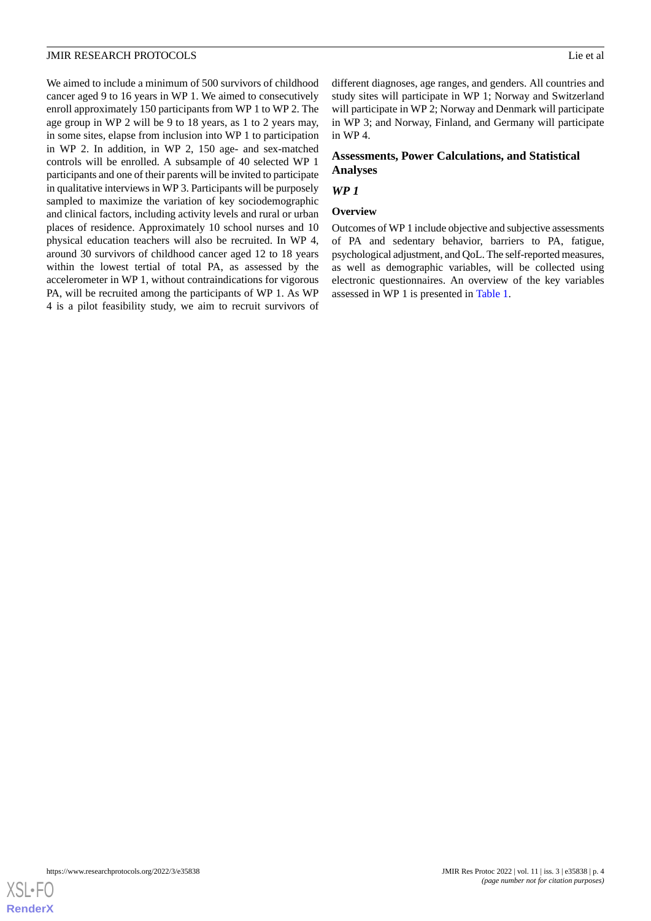We aimed to include a minimum of 500 survivors of childhood cancer aged 9 to 16 years in WP 1. We aimed to consecutively enroll approximately 150 participants from WP 1 to WP 2. The age group in WP 2 will be 9 to 18 years, as 1 to 2 years may, in some sites, elapse from inclusion into WP 1 to participation in WP 2. In addition, in WP 2, 150 age- and sex-matched controls will be enrolled. A subsample of 40 selected WP 1 participants and one of their parents will be invited to participate in qualitative interviews in WP 3. Participants will be purposely sampled to maximize the variation of key sociodemographic and clinical factors, including activity levels and rural or urban places of residence. Approximately 10 school nurses and 10 physical education teachers will also be recruited. In WP 4, around 30 survivors of childhood cancer aged 12 to 18 years within the lowest tertial of total PA, as assessed by the accelerometer in WP 1, without contraindications for vigorous PA, will be recruited among the participants of WP 1. As WP 4 is a pilot feasibility study, we aim to recruit survivors of different diagnoses, age ranges, and genders. All countries and study sites will participate in WP 1; Norway and Switzerland will participate in WP 2; Norway and Denmark will participate in WP 3; and Norway, Finland, and Germany will participate in WP 4.

## Assessments, Power Calculations, and Statistical Analyses

### *WP 1*

#### Overview

Outcomes of WP 1 include objective and subjective assessments of PA and sedentary behavior, barriers to PA, fatigue, psychological adjustment, and QoL. The self-reported measures, as well as demographic variables, will be collected using electronic questionnaires. An overview of the key variables assessed in WP 1 is presented in Table 1.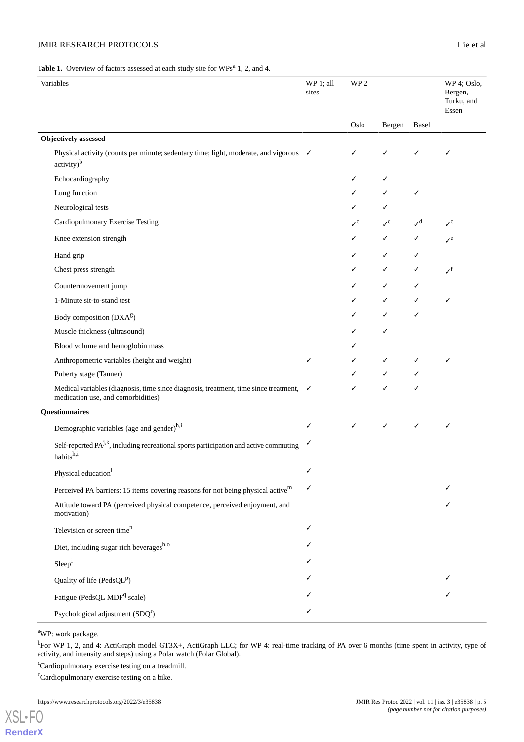**Table 1.** Overview of factors assessed at each study site for WPs[a] 1, 2, and 4.

| Variables | WP 1; all sites | WP 2 | | | WP 4; Oslo, Bergen, Turku, and Essen |
|---|---|---|---|---|---|
| | | Oslo | Bergen | Basel | |
| **Objectively assessed** | | | | | |
| Physical activity (counts per minute; sedentary time; light, moderate, and vigorous activity)[b] | ✓ | ✓ | ✓ | ✓ | ✓ |
| Echocardiography | | ✓ | ✓ | | |
| Lung function | | ✓ | ✓ | ✓ | |
| Neurological tests | | ✓ | ✓ | | |
| Cardiopulmonary Exercise Testing | | ✓[c] | ✓[c] | ✓[d] | ✓[c] |
| Knee extension strength | | ✓ | ✓ | ✓ | ✓[e] |
| Hand grip | | ✓ | ✓ | ✓ | |
| Chest press strength | | ✓ | ✓ | ✓ | ✓[f] |
| Countermovement jump | | ✓ | ✓ | ✓ | |
| 1-Minute sit-to-stand test | | ✓ | ✓ | ✓ | ✓ |
| Body composition (DXA[g]) | | ✓ | ✓ | ✓ | |
| Muscle thickness (ultrasound) | | ✓ | ✓ | | |
| Blood volume and hemoglobin mass | | ✓ | | | |
| Anthropometric variables (height and weight) | ✓ | ✓ | ✓ | ✓ | ✓ |
| Puberty stage (Tanner) | | ✓ | ✓ | ✓ | |
| Medical variables (diagnosis, time since diagnosis, treatment, time since treatment, medication use, and comorbidities) | ✓ | ✓ | ✓ | ✓ | |
| **Questionnaires** | | | | | |
| Demographic variables (age and gender)[h,i] | ✓ | ✓ | ✓ | ✓ | ✓ |
| Self-reported PA[j,k], including recreational sports participation and active commuting habits[h,i] | ✓ | | | | |
| Physical education[l] | ✓ | | | | |
| Perceived PA barriers: 15 items covering reasons for not being physical active[m] | ✓ | | | | ✓ |
| Attitude toward PA (perceived physical competence, perceived enjoyment, and motivation) | | | | | ✓ |
| Television or screen time[n] | ✓ | | | | |
| Diet, including sugar rich beverages[h,o] | ✓ | | | | |
| Sleep[i] | ✓ | | | | |
| Quality of life (PedsQL[p]) | ✓ | | | | ✓ |
| Fatigue (PedsQL MDF[q] scale) | ✓ | | | | ✓ |
| Psychological adjustment (SDQ[r]) | ✓ | | | | |

[a]WP: work package.

[b]For WP 1, 2, and 4: ActiGraph model GT3X+, ActiGraph LLC; for WP 4: real-time tracking of PA over 6 months (time spent in activity, type of activity, and intensity and steps) using a Polar watch (Polar Global).

[c]Cardiopulmonary exercise testing on a treadmill.

[d]Cardiopulmonary exercise testing on a bike.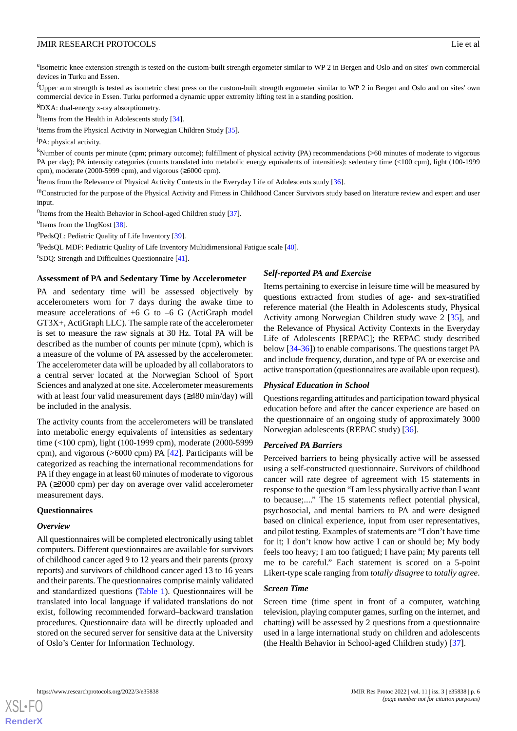[e]Isometric knee extension strength is tested on the custom-built strength ergometer similar to WP 2 in Bergen and Oslo and on sites' own commercial devices in Turku and Essen.

[f]Upper arm strength is tested as isometric chest press on the custom-built strength ergometer similar to WP 2 in Bergen and Oslo and on sites' own commercial device in Essen. Turku performed a dynamic upper extremity lifting test in a standing position.

[g]DXA: dual-energy x-ray absorptiometry.

[h]Items from the Health in Adolescents study [34].

[i]Items from the Physical Activity in Norwegian Children Study [35].

[j]PA: physical activity.

[k]Number of counts per minute (cpm; primary outcome); fulfillment of physical activity (PA) recommendations (>60 minutes of moderate to vigorous PA per day); PA intensity categories (counts translated into metabolic energy equivalents of intensities): sedentary time (<100 cpm), light (100-1999 cpm), moderate (2000-5999 cpm), and vigorous (≥6000 cpm).

[l]Items from the Relevance of Physical Activity Contexts in the Everyday Life of Adolescents study [36].

[m]Constructed for the purpose of the Physical Activity and Fitness in Childhood Cancer Survivors study based on literature review and expert and user input.

[n]Items from the Health Behavior in School-aged Children study [37].

[o]Items from the UngKost [38].

[p]PedsQL: Pediatric Quality of Life Inventory [39].

[q]PedsQL MDF: Pediatric Quality of Life Inventory Multidimensional Fatigue scale [40].

[r]SDQ: Strength and Difficulties Questionnaire [41].

### Assessment of PA and Sedentary Time by Accelerometer

PA and sedentary time will be assessed objectively by accelerometers worn for 7 days during the awake time to measure accelerations of +6 G to –6 G (ActiGraph model GT3X+, ActiGraph LLC). The sample rate of the accelerometer is set to measure the raw signals at 30 Hz. Total PA will be described as the number of counts per minute (cpm), which is a measure of the volume of PA assessed by the accelerometer. The accelerometer data will be uploaded by all collaborators to a central server located at the Norwegian School of Sport Sciences and analyzed at one site. Accelerometer measurements with at least four valid measurement days (≥480 min/day) will be included in the analysis.

The activity counts from the accelerometers will be translated into metabolic energy equivalents of intensities as sedentary time (<100 cpm), light (100-1999 cpm), moderate (2000-5999 cpm), and vigorous (>6000 cpm) PA [42]. Participants will be categorized as reaching the international recommendations for PA if they engage in at least 60 minutes of moderate to vigorous PA (≥2000 cpm) per day on average over valid accelerometer measurement days.

### Questionnaires

#### Overview

All questionnaires will be completed electronically using tablet computers. Different questionnaires are available for survivors of childhood cancer aged 9 to 12 years and their parents (proxy reports) and survivors of childhood cancer aged 13 to 16 years and their parents. The questionnaires comprise mainly validated and standardized questions (Table 1). Questionnaires will be translated into local language if validated translations do not exist, following recommended forward–backward translation procedures. Questionnaire data will be directly uploaded and stored on the secured server for sensitive data at the University of Oslo's Center for Information Technology.

#### Self-reported PA and Exercise

Items pertaining to exercise in leisure time will be measured by questions extracted from studies of age- and sex-stratified reference material (the Health in Adolescents study, Physical Activity among Norwegian Children study wave 2 [35], and the Relevance of Physical Activity Contexts in the Everyday Life of Adolescents [REPAC]; the REPAC study described below [34-36]) to enable comparisons. The questions target PA and include frequency, duration, and type of PA or exercise and active transportation (questionnaires are available upon request).

#### Physical Education in School

Questions regarding attitudes and participation toward physical education before and after the cancer experience are based on the questionnaire of an ongoing study of approximately 3000 Norwegian adolescents (REPAC study) [36].

#### Perceived PA Barriers

Perceived barriers to being physically active will be assessed using a self-constructed questionnaire. Survivors of childhood cancer will rate degree of agreement with 15 statements in response to the question "I am less physically active than I want to because;...." The 15 statements reflect potential physical, psychosocial, and mental barriers to PA and were designed based on clinical experience, input from user representatives, and pilot testing. Examples of statements are "I don't have time for it; I don't know how active I can or should be; My body feels too heavy; I am too fatigued; I have pain; My parents tell me to be careful." Each statement is scored on a 5-point Likert-type scale ranging from *totally disagree* to *totally agree*.

#### Screen Time

Screen time (time spent in front of a computer, watching television, playing computer games, surfing on the internet, and chatting) will be assessed by 2 questions from a questionnaire used in a large international study on children and adolescents (the Health Behavior in School-aged Children study) [37].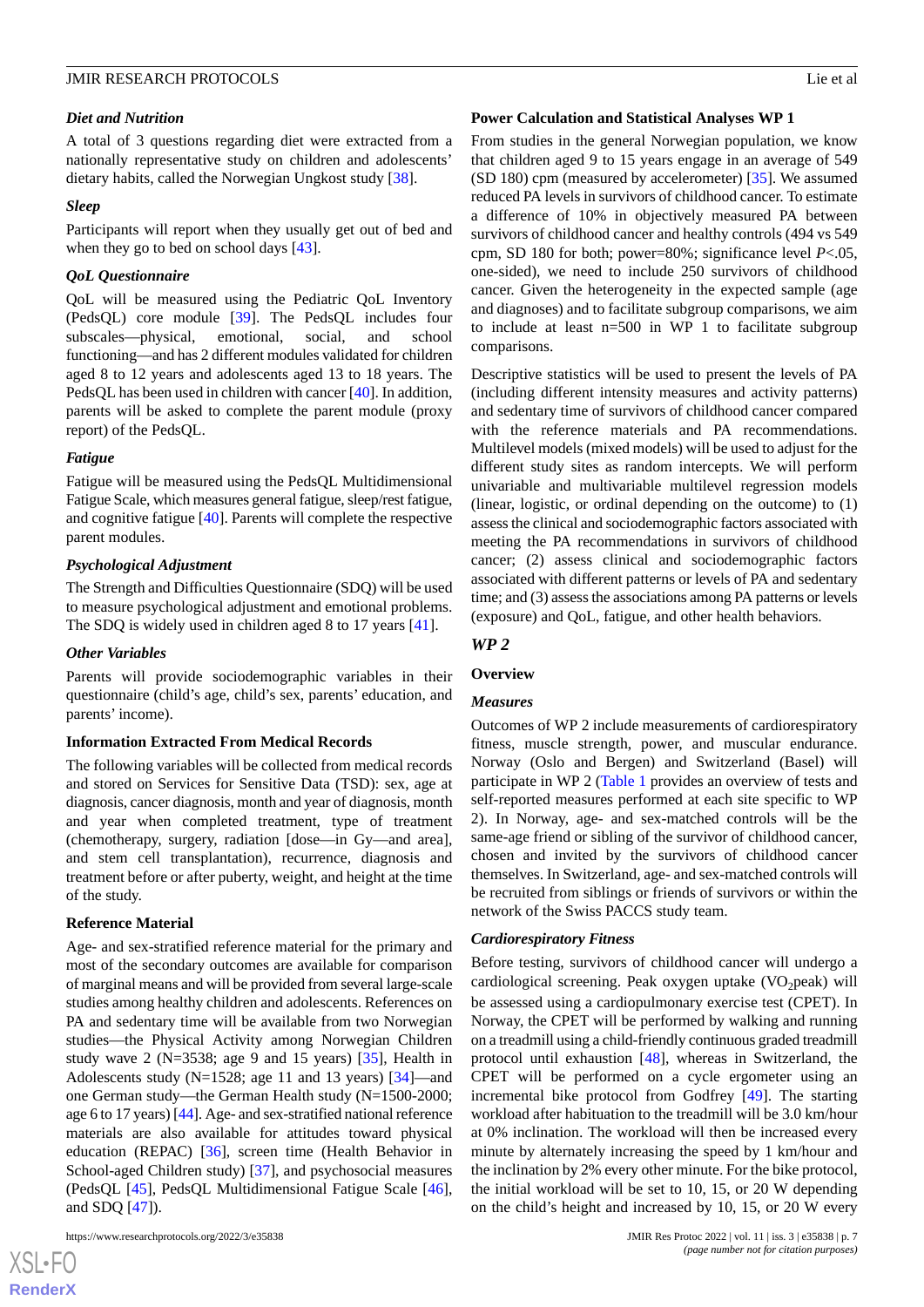#### Diet and Nutrition

A total of 3 questions regarding diet were extracted from a nationally representative study on children and adolescents' dietary habits, called the Norwegian Ungkost study [38].

#### Sleep

Participants will report when they usually get out of bed and when they go to bed on school days [43].

#### QoL Questionnaire

QoL will be measured using the Pediatric QoL Inventory (PedsQL) core module [39]. The PedsQL includes four subscales—physical, emotional, social, and school functioning—and has 2 different modules validated for children aged 8 to 12 years and adolescents aged 13 to 18 years. The PedsQL has been used in children with cancer [40]. In addition, parents will be asked to complete the parent module (proxy report) of the PedsQL.

#### Fatigue

Fatigue will be measured using the PedsQL Multidimensional Fatigue Scale, which measures general fatigue, sleep/rest fatigue, and cognitive fatigue [40]. Parents will complete the respective parent modules.

#### Psychological Adjustment

The Strength and Difficulties Questionnaire (SDQ) will be used to measure psychological adjustment and emotional problems. The SDQ is widely used in children aged 8 to 17 years [41].

#### Other Variables

Parents will provide sociodemographic variables in their questionnaire (child's age, child's sex, parents' education, and parents' income).

### Information Extracted From Medical Records

The following variables will be collected from medical records and stored on Services for Sensitive Data (TSD): sex, age at diagnosis, cancer diagnosis, month and year of diagnosis, month and year when completed treatment, type of treatment (chemotherapy, surgery, radiation [dose—in Gy—and area], and stem cell transplantation), recurrence, diagnosis and treatment before or after puberty, weight, and height at the time of the study.

### Reference Material

Age- and sex-stratified reference material for the primary and most of the secondary outcomes are available for comparison of marginal means and will be provided from several large-scale studies among healthy children and adolescents. References on PA and sedentary time will be available from two Norwegian studies—the Physical Activity among Norwegian Children study wave 2 (N=3538; age 9 and 15 years) [35], Health in Adolescents study (N=1528; age 11 and 13 years) [34]—and one German study—the German Health study (N=1500-2000; age 6 to 17 years) [44]. Age- and sex-stratified national reference materials are also available for attitudes toward physical education (REPAC) [36], screen time (Health Behavior in School-aged Children study) [37], and psychosocial measures (PedsQL [45], PedsQL Multidimensional Fatigue Scale [46], and SDQ [47]).

### Power Calculation and Statistical Analyses WP 1

From studies in the general Norwegian population, we know that children aged 9 to 15 years engage in an average of 549 (SD 180) cpm (measured by accelerometer) [35]. We assumed reduced PA levels in survivors of childhood cancer. To estimate a difference of 10% in objectively measured PA between survivors of childhood cancer and healthy controls (494 vs 549 cpm, SD 180 for both; power=80%; significance level $P<.05$, one-sided), we need to include 250 survivors of childhood cancer. Given the heterogeneity in the expected sample (age and diagnoses) and to facilitate subgroup comparisons, we aim to include at least n=500 in WP 1 to facilitate subgroup comparisons.

Descriptive statistics will be used to present the levels of PA (including different intensity measures and activity patterns) and sedentary time of survivors of childhood cancer compared with the reference materials and PA recommendations. Multilevel models (mixed models) will be used to adjust for the different study sites as random intercepts. We will perform univariable and multivariable multilevel regression models (linear, logistic, or ordinal depending on the outcome) to (1) assess the clinical and sociodemographic factors associated with meeting the PA recommendations in survivors of childhood cancer; (2) assess clinical and sociodemographic factors associated with different patterns or levels of PA and sedentary time; and (3) assess the associations among PA patterns or levels (exposure) and QoL, fatigue, and other health behaviors.

## WP 2

### Overview

#### Measures

Outcomes of WP 2 include measurements of cardiorespiratory fitness, muscle strength, power, and muscular endurance. Norway (Oslo and Bergen) and Switzerland (Basel) will participate in WP 2 (Table 1 provides an overview of tests and self-reported measures performed at each site specific to WP 2). In Norway, age- and sex-matched controls will be the same-age friend or sibling of the survivor of childhood cancer, chosen and invited by the survivors of childhood cancer themselves. In Switzerland, age- and sex-matched controls will be recruited from siblings or friends of survivors or within the network of the Swiss PACCS study team.

#### Cardiorespiratory Fitness

Before testing, survivors of childhood cancer will undergo a cardiological screening. Peak oxygen uptake ($VO_2$peak) will be assessed using a cardiopulmonary exercise test (CPET). In Norway, the CPET will be performed by walking and running on a treadmill using a child-friendly continuous graded treadmill protocol until exhaustion [48], whereas in Switzerland, the CPET will be performed on a cycle ergometer using an incremental bike protocol from Godfrey [49]. The starting workload after habituation to the treadmill will be 3.0 km/hour at 0% inclination. The workload will then be increased every minute by alternately increasing the speed by 1 km/hour and the inclination by 2% every other minute. For the bike protocol, the initial workload will be set to 10, 15, or 20 W depending on the child's height and increased by 10, 15, or 20 W every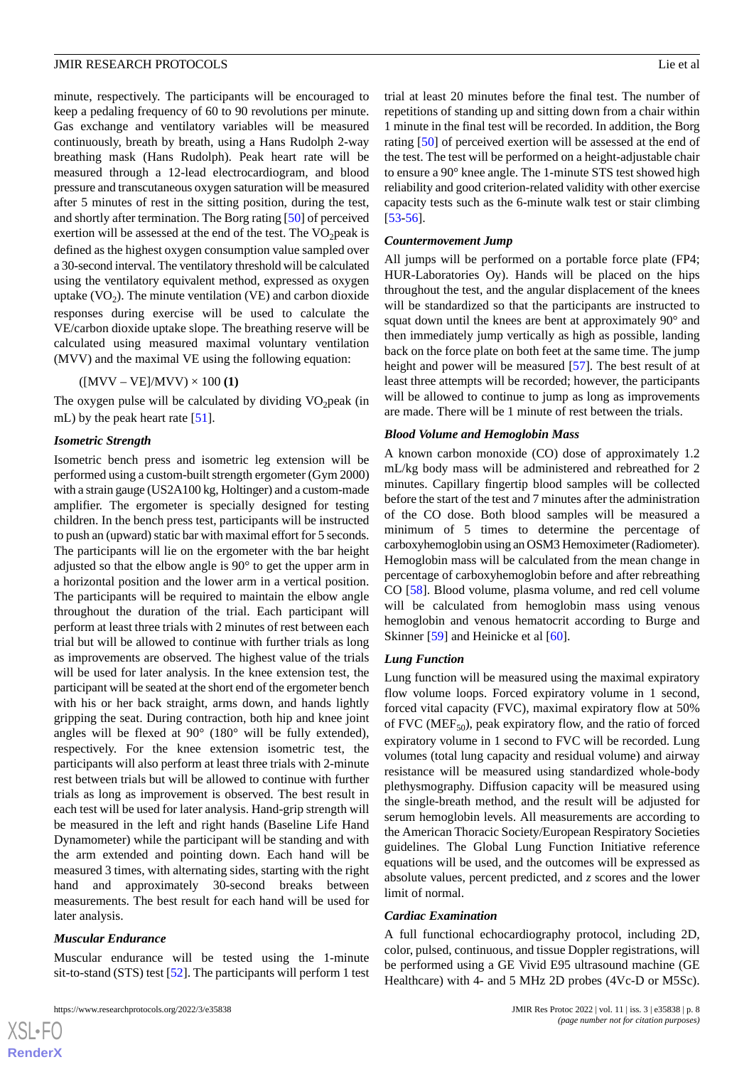minute, respectively. The participants will be encouraged to keep a pedaling frequency of 60 to 90 revolutions per minute. Gas exchange and ventilatory variables will be measured continuously, breath by breath, using a Hans Rudolph 2-way breathing mask (Hans Rudolph). Peak heart rate will be measured through a 12-lead electrocardiogram, and blood pressure and transcutaneous oxygen saturation will be measured after 5 minutes of rest in the sitting position, during the test, and shortly after termination. The Borg rating [50] of perceived exertion will be assessed at the end of the test. The $VO_2$peak is defined as the highest oxygen consumption value sampled over a 30-second interval. The ventilatory threshold will be calculated using the ventilatory equivalent method, expressed as oxygen uptake ($VO_2$). The minute ventilation (VE) and carbon dioxide responses during exercise will be used to calculate the VE/carbon dioxide uptake slope. The breathing reserve will be calculated using measured maximal voluntary ventilation (MVV) and the maximal VE using the following equation:

$$([MVV - VE]/MVV) \times 100 \quad \textbf{(1)}$$

The oxygen pulse will be calculated by dividing $VO_2$peak (in mL) by the peak heart rate [51].

### Isometric Strength

Isometric bench press and isometric leg extension will be performed using a custom-built strength ergometer (Gym 2000) with a strain gauge (US2A100 kg, Holtinger) and a custom-made amplifier. The ergometer is specially designed for testing children. In the bench press test, participants will be instructed to push an (upward) static bar with maximal effort for 5 seconds. The participants will lie on the ergometer with the bar height adjusted so that the elbow angle is 90° to get the upper arm in a horizontal position and the lower arm in a vertical position. The participants will be required to maintain the elbow angle throughout the duration of the trial. Each participant will perform at least three trials with 2 minutes of rest between each trial but will be allowed to continue with further trials as long as improvements are observed. The highest value of the trials will be used for later analysis. In the knee extension test, the participant will be seated at the short end of the ergometer bench with his or her back straight, arms down, and hands lightly gripping the seat. During contraction, both hip and knee joint angles will be flexed at 90° (180° will be fully extended), respectively. For the knee extension isometric test, the participants will also perform at least three trials with 2-minute rest between trials but will be allowed to continue with further trials as long as improvement is observed. The best result in each test will be used for later analysis. Hand-grip strength will be measured in the left and right hands (Baseline Life Hand Dynamometer) while the participant will be standing and with the arm extended and pointing down. Each hand will be measured 3 times, with alternating sides, starting with the right hand and approximately 30-second breaks between measurements. The best result for each hand will be used for later analysis.

### Muscular Endurance

Muscular endurance will be tested using the 1-minute sit-to-stand (STS) test [52]. The participants will perform 1 test trial at least 20 minutes before the final test. The number of repetitions of standing up and sitting down from a chair within 1 minute in the final test will be recorded. In addition, the Borg rating [50] of perceived exertion will be assessed at the end of the test. The test will be performed on a height-adjustable chair to ensure a 90° knee angle. The 1-minute STS test showed high reliability and good criterion-related validity with other exercise capacity tests such as the 6-minute walk test or stair climbing [53-56].

### Countermovement Jump

All jumps will be performed on a portable force plate (FP4; HUR-Laboratories Oy). Hands will be placed on the hips throughout the test, and the angular displacement of the knees will be standardized so that the participants are instructed to squat down until the knees are bent at approximately 90° and then immediately jump vertically as high as possible, landing back on the force plate on both feet at the same time. The jump height and power will be measured [57]. The best result of at least three attempts will be recorded; however, the participants will be allowed to continue to jump as long as improvements are made. There will be 1 minute of rest between the trials.

### Blood Volume and Hemoglobin Mass

A known carbon monoxide (CO) dose of approximately 1.2 mL/kg body mass will be administered and rebreathed for 2 minutes. Capillary fingertip blood samples will be collected before the start of the test and 7 minutes after the administration of the CO dose. Both blood samples will be measured a minimum of 5 times to determine the percentage of carboxyhemoglobin using an OSM3 Hemoximeter (Radiometer). Hemoglobin mass will be calculated from the mean change in percentage of carboxyhemoglobin before and after rebreathing CO [58]. Blood volume, plasma volume, and red cell volume will be calculated from hemoglobin mass using venous hemoglobin and venous hematocrit according to Burge and Skinner [59] and Heinicke et al [60].

### Lung Function

Lung function will be measured using the maximal expiratory flow volume loops. Forced expiratory volume in 1 second, forced vital capacity (FVC), maximal expiratory flow at 50% of FVC ($MEF_{50}$), peak expiratory flow, and the ratio of forced expiratory volume in 1 second to FVC will be recorded. Lung volumes (total lung capacity and residual volume) and airway resistance will be measured using standardized whole-body plethysmography. Diffusion capacity will be measured using the single-breath method, and the result will be adjusted for serum hemoglobin levels. All measurements are according to the American Thoracic Society/European Respiratory Societies guidelines. The Global Lung Function Initiative reference equations will be used, and the outcomes will be expressed as absolute values, percent predicted, and *z* scores and the lower limit of normal.

### Cardiac Examination

A full functional echocardiography protocol, including 2D, color, pulsed, continuous, and tissue Doppler registrations, will be performed using a GE Vivid E95 ultrasound machine (GE Healthcare) with 4- and 5 MHz 2D probes (4Vc-D or M5Sc).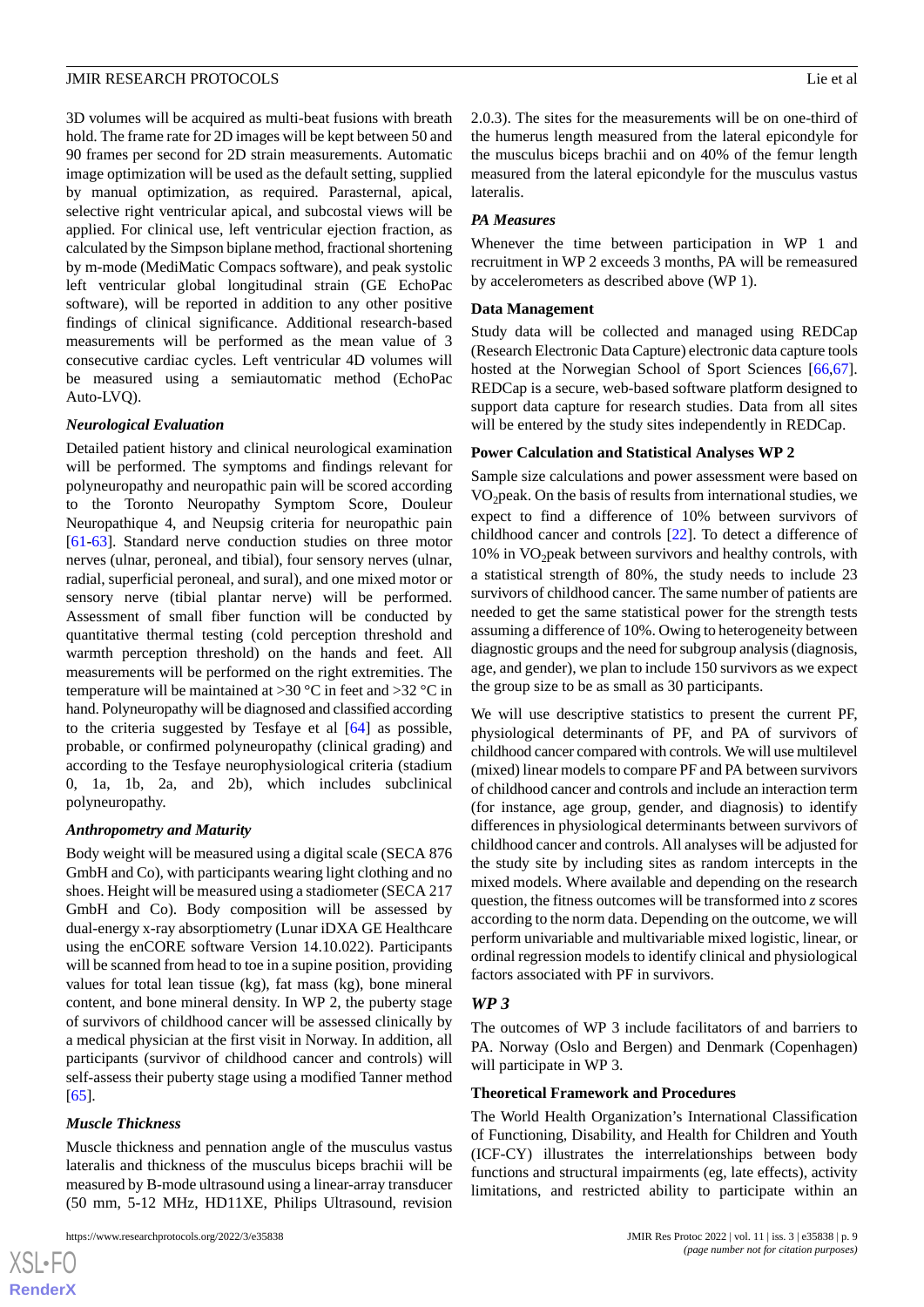3D volumes will be acquired as multi-beat fusions with breath hold. The frame rate for 2D images will be kept between 50 and 90 frames per second for 2D strain measurements. Automatic image optimization will be used as the default setting, supplied by manual optimization, as required. Parasternal, apical, selective right ventricular apical, and subcostal views will be applied. For clinical use, left ventricular ejection fraction, as calculated by the Simpson biplane method, fractional shortening by m-mode (MediMatic Compacs software), and peak systolic left ventricular global longitudinal strain (GE EchoPac software), will be reported in addition to any other positive findings of clinical significance. Additional research-based measurements will be performed as the mean value of 3 consecutive cardiac cycles. Left ventricular 4D volumes will be measured using a semiautomatic method (EchoPac Auto-LVQ).

#### *Neurological Evaluation*

Detailed patient history and clinical neurological examination will be performed. The symptoms and findings relevant for polyneuropathy and neuropathic pain will be scored according to the Toronto Neuropathy Symptom Score, Douleur Neuropathique 4, and Neupsig criteria for neuropathic pain [61-63]. Standard nerve conduction studies on three motor nerves (ulnar, peroneal, and tibial), four sensory nerves (ulnar, radial, superficial peroneal, and sural), and one mixed motor or sensory nerve (tibial plantar nerve) will be performed. Assessment of small fiber function will be conducted by quantitative thermal testing (cold perception threshold and warmth perception threshold) on the hands and feet. All measurements will be performed on the right extremities. The temperature will be maintained at >30 °C in feet and >32 °C in hand. Polyneuropathy will be diagnosed and classified according to the criteria suggested by Tesfaye et al [64] as possible, probable, or confirmed polyneuropathy (clinical grading) and according to the Tesfaye neurophysiological criteria (stadium 0, 1a, 1b, 2a, and 2b), which includes subclinical polyneuropathy.

#### *Anthropometry and Maturity*

Body weight will be measured using a digital scale (SECA 876 GmbH and Co), with participants wearing light clothing and no shoes. Height will be measured using a stadiometer (SECA 217 GmbH and Co). Body composition will be assessed by dual-energy x-ray absorptiometry (Lunar iDXA GE Healthcare using the enCORE software Version 14.10.022). Participants will be scanned from head to toe in a supine position, providing values for total lean tissue (kg), fat mass (kg), bone mineral content, and bone mineral density. In WP 2, the puberty stage of survivors of childhood cancer will be assessed clinically by a medical physician at the first visit in Norway. In addition, all participants (survivor of childhood cancer and controls) will self-assess their puberty stage using a modified Tanner method [65].

#### *Muscle Thickness*

Muscle thickness and pennation angle of the musculus vastus lateralis and thickness of the musculus biceps brachii will be measured by B-mode ultrasound using a linear-array transducer (50 mm, 5-12 MHz, HD11XE, Philips Ultrasound, revision 2.0.3). The sites for the measurements will be on one-third of the humerus length measured from the lateral epicondyle for the musculus biceps brachii and on 40% of the femur length measured from the lateral epicondyle for the musculus vastus lateralis.

#### *PA Measures*

Whenever the time between participation in WP 1 and recruitment in WP 2 exceeds 3 months, PA will be remeasured by accelerometers as described above (WP 1).

#### **Data Management**

Study data will be collected and managed using REDCap (Research Electronic Data Capture) electronic data capture tools hosted at the Norwegian School of Sport Sciences [66,67]. REDCap is a secure, web-based software platform designed to support data capture for research studies. Data from all sites will be entered by the study sites independently in REDCap.

#### **Power Calculation and Statistical Analyses WP 2**

Sample size calculations and power assessment were based on $VO_2$peak. On the basis of results from international studies, we expect to find a difference of 10% between survivors of childhood cancer and controls [22]. To detect a difference of 10% in $VO_2$peak between survivors and healthy controls, with a statistical strength of 80%, the study needs to include 23 survivors of childhood cancer. The same number of patients are needed to get the same statistical power for the strength tests assuming a difference of 10%. Owing to heterogeneity between diagnostic groups and the need for subgroup analysis (diagnosis, age, and gender), we plan to include 150 survivors as we expect the group size to be as small as 30 participants.

We will use descriptive statistics to present the current PF, physiological determinants of PF, and PA of survivors of childhood cancer compared with controls. We will use multilevel (mixed) linear models to compare PF and PA between survivors of childhood cancer and controls and include an interaction term (for instance, age group, gender, and diagnosis) to identify differences in physiological determinants between survivors of childhood cancer and controls. All analyses will be adjusted for the study site by including sites as random intercepts in the mixed models. Where available and depending on the research question, the fitness outcomes will be transformed into *z* scores according to the norm data. Depending on the outcome, we will perform univariable and multivariable mixed logistic, linear, or ordinal regression models to identify clinical and physiological factors associated with PF in survivors.

### *WP 3*

The outcomes of WP 3 include facilitators of and barriers to PA. Norway (Oslo and Bergen) and Denmark (Copenhagen) will participate in WP 3.

#### **Theoretical Framework and Procedures**

The World Health Organization's International Classification of Functioning, Disability, and Health for Children and Youth (ICF-CY) illustrates the interrelationships between body functions and structural impairments (eg, late effects), activity limitations, and restricted ability to participate within an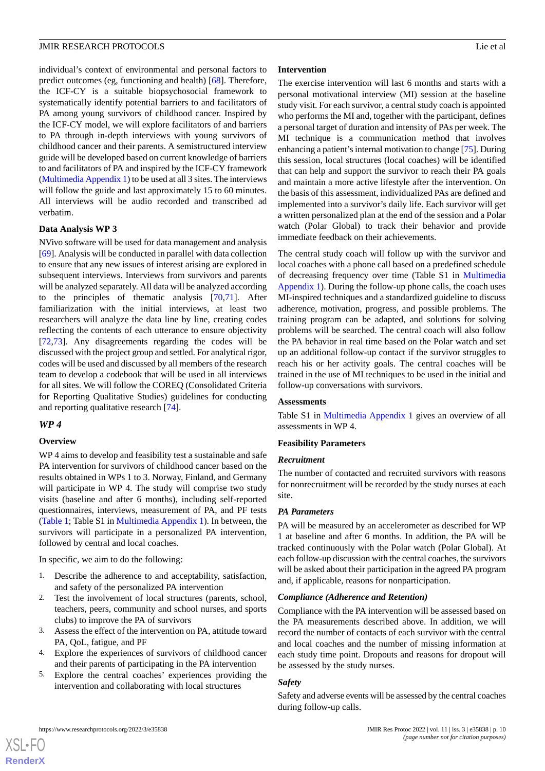individual's context of environmental and personal factors to predict outcomes (eg, functioning and health) [68]. Therefore, the ICF-CY is a suitable biopsychosocial framework to systematically identify potential barriers to and facilitators of PA among young survivors of childhood cancer. Inspired by the ICF-CY model, we will explore facilitators of and barriers to PA through in-depth interviews with young survivors of childhood cancer and their parents. A semistructured interview guide will be developed based on current knowledge of barriers to and facilitators of PA and inspired by the ICF-CY framework (Multimedia Appendix 1) to be used at all 3 sites. The interviews will follow the guide and last approximately 15 to 60 minutes. All interviews will be audio recorded and transcribed ad verbatim.

### Data Analysis WP 3

NVivo software will be used for data management and analysis [69]. Analysis will be conducted in parallel with data collection to ensure that any new issues of interest arising are explored in subsequent interviews. Interviews from survivors and parents will be analyzed separately. All data will be analyzed according to the principles of thematic analysis [70,71]. After familiarization with the initial interviews, at least two researchers will analyze the data line by line, creating codes reflecting the contents of each utterance to ensure objectivity [72,73]. Any disagreements regarding the codes will be discussed with the project group and settled. For analytical rigor, codes will be used and discussed by all members of the research team to develop a codebook that will be used in all interviews for all sites. We will follow the COREQ (Consolidated Criteria for Reporting Qualitative Studies) guidelines for conducting and reporting qualitative research [74].

## *WP 4*

### Overview

WP 4 aims to develop and feasibility test a sustainable and safe PA intervention for survivors of childhood cancer based on the results obtained in WPs 1 to 3. Norway, Finland, and Germany will participate in WP 4. The study will comprise two study visits (baseline and after 6 months), including self-reported questionnaires, interviews, measurement of PA, and PF tests (Table 1; Table S1 in Multimedia Appendix 1). In between, the survivors will participate in a personalized PA intervention, followed by central and local coaches.

In specific, we aim to do the following:

1. Describe the adherence to and acceptability, satisfaction, and safety of the personalized PA intervention
2. Test the involvement of local structures (parents, school, teachers, peers, community and school nurses, and sports clubs) to improve the PA of survivors
3. Assess the effect of the intervention on PA, attitude toward PA, QoL, fatigue, and PF
4. Explore the experiences of survivors of childhood cancer and their parents of participating in the PA intervention
5. Explore the central coaches' experiences providing the intervention and collaborating with local structures

### Intervention

The exercise intervention will last 6 months and starts with a personal motivational interview (MI) session at the baseline study visit. For each survivor, a central study coach is appointed who performs the MI and, together with the participant, defines a personal target of duration and intensity of PAs per week. The MI technique is a communication method that involves enhancing a patient's internal motivation to change [75]. During this session, local structures (local coaches) will be identified that can help and support the survivor to reach their PA goals and maintain a more active lifestyle after the intervention. On the basis of this assessment, individualized PAs are defined and implemented into a survivor's daily life. Each survivor will get a written personalized plan at the end of the session and a Polar watch (Polar Global) to track their behavior and provide immediate feedback on their achievements.

The central study coach will follow up with the survivor and local coaches with a phone call based on a predefined schedule of decreasing frequency over time (Table S1 in Multimedia Appendix 1). During the follow-up phone calls, the coach uses MI-inspired techniques and a standardized guideline to discuss adherence, motivation, progress, and possible problems. The training program can be adapted, and solutions for solving problems will be searched. The central coach will also follow the PA behavior in real time based on the Polar watch and set up an additional follow-up contact if the survivor struggles to reach his or her activity goals. The central coaches will be trained in the use of MI techniques to be used in the initial and follow-up conversations with survivors.

### Assessments

Table S1 in Multimedia Appendix 1 gives an overview of all assessments in WP 4.

### Feasibility Parameters

#### *Recruitment*

The number of contacted and recruited survivors with reasons for nonrecruitment will be recorded by the study nurses at each site.

#### *PA Parameters*

PA will be measured by an accelerometer as described for WP 1 at baseline and after 6 months. In addition, the PA will be tracked continuously with the Polar watch (Polar Global). At each follow-up discussion with the central coaches, the survivors will be asked about their participation in the agreed PA program and, if applicable, reasons for nonparticipation.

#### *Compliance (Adherence and Retention)*

Compliance with the PA intervention will be assessed based on the PA measurements described above. In addition, we will record the number of contacts of each survivor with the central and local coaches and the number of missing information at each study time point. Dropouts and reasons for dropout will be assessed by the study nurses.

#### *Safety*

Safety and adverse events will be assessed by the central coaches during follow-up calls.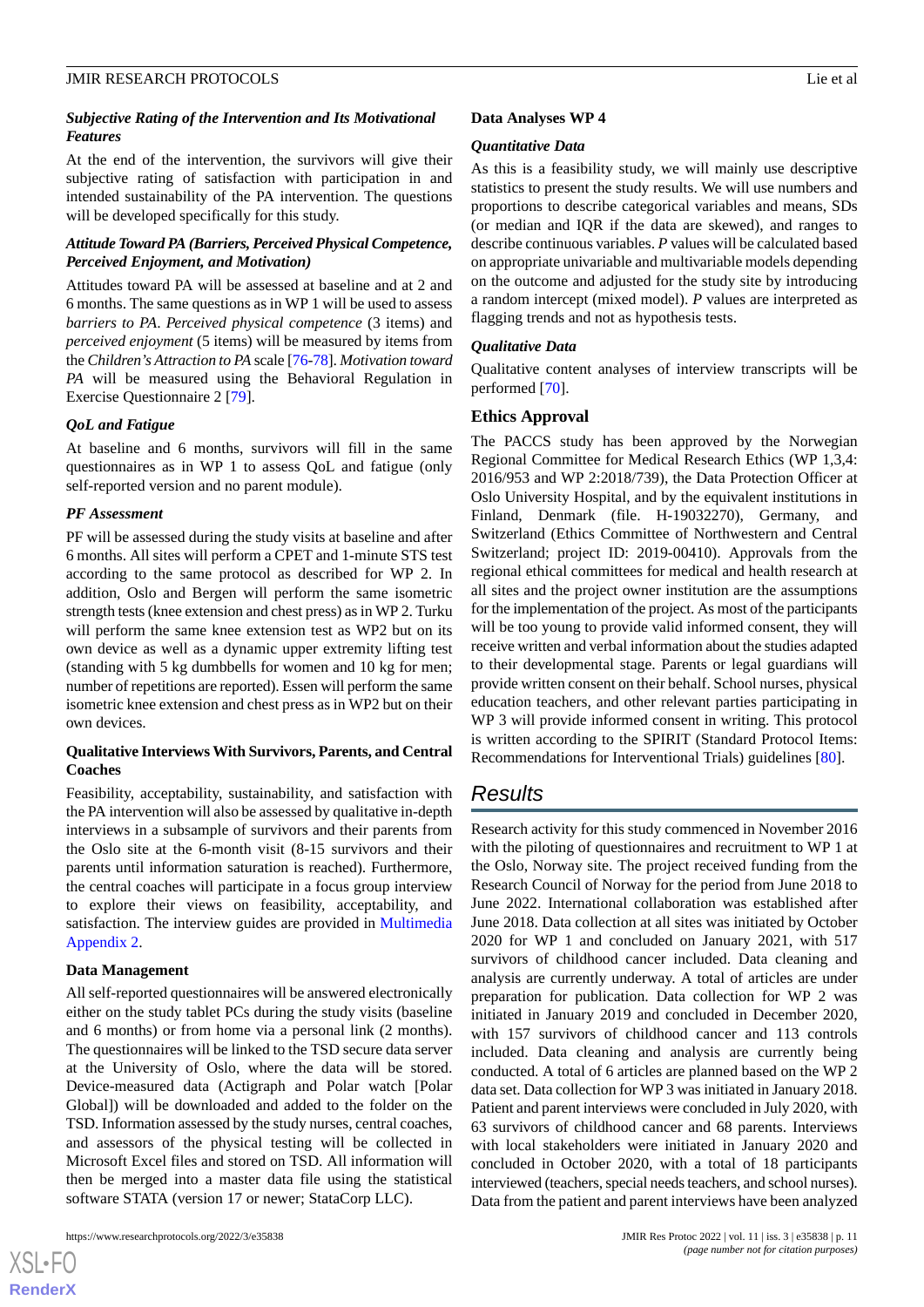#### Subjective Rating of the Intervention and Its Motivational Features

At the end of the intervention, the survivors will give their subjective rating of satisfaction with participation in and intended sustainability of the PA intervention. The questions will be developed specifically for this study.

#### Attitude Toward PA (Barriers, Perceived Physical Competence, Perceived Enjoyment, and Motivation)

Attitudes toward PA will be assessed at baseline and at 2 and 6 months. The same questions as in WP 1 will be used to assess *barriers to PA*. *Perceived physical competence* (3 items) and *perceived enjoyment* (5 items) will be measured by items from the *Children's Attraction to PA* scale [76-78]. *Motivation toward PA* will be measured using the Behavioral Regulation in Exercise Questionnaire 2 [79].

#### QoL and Fatigue

At baseline and 6 months, survivors will fill in the same questionnaires as in WP 1 to assess QoL and fatigue (only self-reported version and no parent module).

#### PF Assessment

PF will be assessed during the study visits at baseline and after 6 months. All sites will perform a CPET and 1-minute STS test according to the same protocol as described for WP 2. In addition, Oslo and Bergen will perform the same isometric strength tests (knee extension and chest press) as in WP 2. Turku will perform the same knee extension test as WP2 but on its own device as well as a dynamic upper extremity lifting test (standing with 5 kg dumbbells for women and 10 kg for men; number of repetitions are reported). Essen will perform the same isometric knee extension and chest press as in WP2 but on their own devices.

### Qualitative Interviews With Survivors, Parents, and Central Coaches

Feasibility, acceptability, sustainability, and satisfaction with the PA intervention will also be assessed by qualitative in-depth interviews in a subsample of survivors and their parents from the Oslo site at the 6-month visit (8-15 survivors and their parents until information saturation is reached). Furthermore, the central coaches will participate in a focus group interview to explore their views on feasibility, acceptability, and satisfaction. The interview guides are provided in Multimedia Appendix 2.

### Data Management

All self-reported questionnaires will be answered electronically either on the study tablet PCs during the study visits (baseline and 6 months) or from home via a personal link (2 months). The questionnaires will be linked to the TSD secure data server at the University of Oslo, where the data will be stored. Device-measured data (Actigraph and Polar watch [Polar Global]) will be downloaded and added to the folder on the TSD. Information assessed by the study nurses, central coaches, and assessors of the physical testing will be collected in Microsoft Excel files and stored on TSD. All information will then be merged into a master data file using the statistical software STATA (version 17 or newer; StataCorp LLC).

### Data Analyses WP 4

#### Quantitative Data

As this is a feasibility study, we will mainly use descriptive statistics to present the study results. We will use numbers and proportions to describe categorical variables and means, SDs (or median and IQR if the data are skewed), and ranges to describe continuous variables. *P* values will be calculated based on appropriate univariable and multivariable models depending on the outcome and adjusted for the study site by introducing a random intercept (mixed model). *P* values are interpreted as flagging trends and not as hypothesis tests.

#### Qualitative Data

Qualitative content analyses of interview transcripts will be performed [70].

## Ethics Approval

The PACCS study has been approved by the Norwegian Regional Committee for Medical Research Ethics (WP 1,3,4: 2016/953 and WP 2:2018/739), the Data Protection Officer at Oslo University Hospital, and by the equivalent institutions in Finland, Denmark (file. H-19032270), Germany, and Switzerland (Ethics Committee of Northwestern and Central Switzerland; project ID: 2019-00410). Approvals from the regional ethical committees for medical and health research at all sites and the project owner institution are the assumptions for the implementation of the project. As most of the participants will be too young to provide valid informed consent, they will receive written and verbal information about the studies adapted to their developmental stage. Parents or legal guardians will provide written consent on their behalf. School nurses, physical education teachers, and other relevant parties participating in WP 3 will provide informed consent in writing. This protocol is written according to the SPIRIT (Standard Protocol Items: Recommendations for Interventional Trials) guidelines [80].

# Results

Research activity for this study commenced in November 2016 with the piloting of questionnaires and recruitment to WP 1 at the Oslo, Norway site. The project received funding from the Research Council of Norway for the period from June 2018 to June 2022. International collaboration was established after June 2018. Data collection at all sites was initiated by October 2020 for WP 1 and concluded on January 2021, with 517 survivors of childhood cancer included. Data cleaning and analysis are currently underway. A total of articles are under preparation for publication. Data collection for WP 2 was initiated in January 2019 and concluded in December 2020, with 157 survivors of childhood cancer and 113 controls included. Data cleaning and analysis are currently being conducted. A total of 6 articles are planned based on the WP 2 data set. Data collection for WP 3 was initiated in January 2018. Patient and parent interviews were concluded in July 2020, with 63 survivors of childhood cancer and 68 parents. Interviews with local stakeholders were initiated in January 2020 and concluded in October 2020, with a total of 18 participants interviewed (teachers, special needs teachers, and school nurses). Data from the patient and parent interviews have been analyzed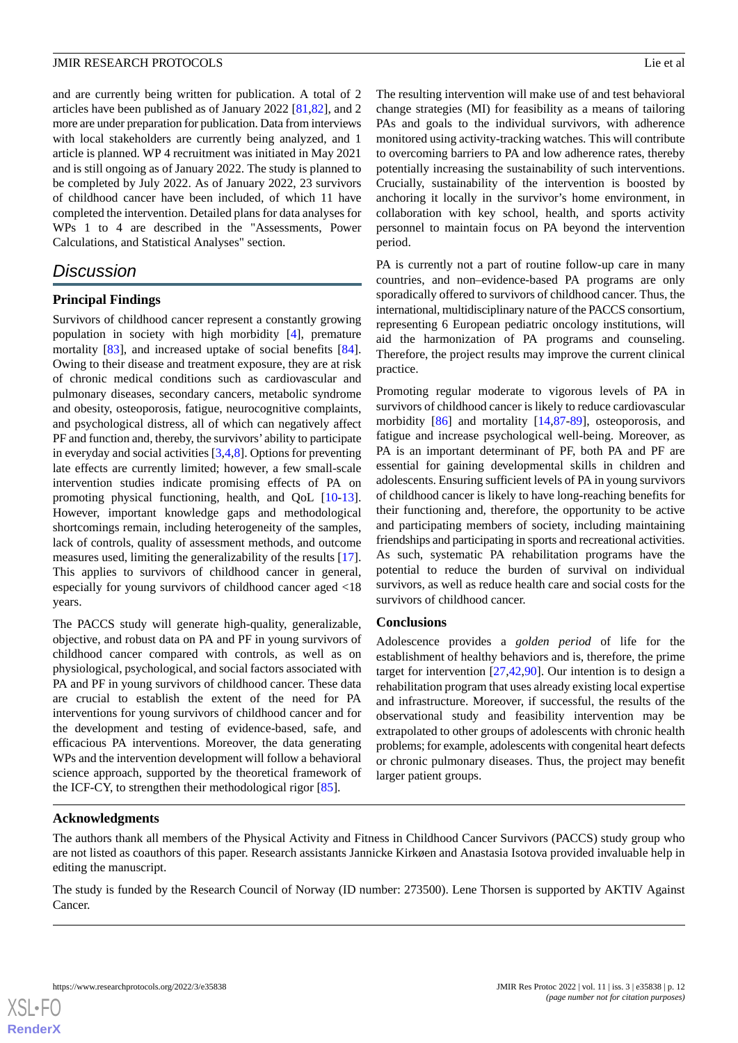and are currently being written for publication. A total of 2 articles have been published as of January 2022 [81,82], and 2 more are under preparation for publication. Data from interviews with local stakeholders are currently being analyzed, and 1 article is planned. WP 4 recruitment was initiated in May 2021 and is still ongoing as of January 2022. The study is planned to be completed by July 2022. As of January 2022, 23 survivors of childhood cancer have been included, of which 11 have completed the intervention. Detailed plans for data analyses for WPs 1 to 4 are described in the "Assessments, Power Calculations, and Statistical Analyses" section.

## Discussion

### Principal Findings

Survivors of childhood cancer represent a constantly growing population in society with high morbidity [4], premature mortality [83], and increased uptake of social benefits [84]. Owing to their disease and treatment exposure, they are at risk of chronic medical conditions such as cardiovascular and pulmonary diseases, secondary cancers, metabolic syndrome and obesity, osteoporosis, fatigue, neurocognitive complaints, and psychological distress, all of which can negatively affect PF and function and, thereby, the survivors' ability to participate in everyday and social activities [3,4,8]. Options for preventing late effects are currently limited; however, a few small-scale intervention studies indicate promising effects of PA on promoting physical functioning, health, and QoL [10-13]. However, important knowledge gaps and methodological shortcomings remain, including heterogeneity of the samples, lack of controls, quality of assessment methods, and outcome measures used, limiting the generalizability of the results [17]. This applies to survivors of childhood cancer in general, especially for young survivors of childhood cancer aged <18 years.

The PACCS study will generate high-quality, generalizable, objective, and robust data on PA and PF in young survivors of childhood cancer compared with controls, as well as on physiological, psychological, and social factors associated with PA and PF in young survivors of childhood cancer. These data are crucial to establish the extent of the need for PA interventions for young survivors of childhood cancer and for the development and testing of evidence-based, safe, and efficacious PA interventions. Moreover, the data generating WPs and the intervention development will follow a behavioral science approach, supported by the theoretical framework of the ICF-CY, to strengthen their methodological rigor [85].

The resulting intervention will make use of and test behavioral change strategies (MI) for feasibility as a means of tailoring PAs and goals to the individual survivors, with adherence monitored using activity-tracking watches. This will contribute to overcoming barriers to PA and low adherence rates, thereby potentially increasing the sustainability of such interventions. Crucially, sustainability of the intervention is boosted by anchoring it locally in the survivor's home environment, in collaboration with key school, health, and sports activity personnel to maintain focus on PA beyond the intervention period.

PA is currently not a part of routine follow-up care in many countries, and non–evidence-based PA programs are only sporadically offered to survivors of childhood cancer. Thus, the international, multidisciplinary nature of the PACCS consortium, representing 6 European pediatric oncology institutions, will aid the harmonization of PA programs and counseling. Therefore, the project results may improve the current clinical practice.

Promoting regular moderate to vigorous levels of PA in survivors of childhood cancer is likely to reduce cardiovascular morbidity [86] and mortality [14,87-89], osteoporosis, and fatigue and increase psychological well-being. Moreover, as PA is an important determinant of PF, both PA and PF are essential for gaining developmental skills in children and adolescents. Ensuring sufficient levels of PA in young survivors of childhood cancer is likely to have long-reaching benefits for their functioning and, therefore, the opportunity to be active and participating members of society, including maintaining friendships and participating in sports and recreational activities. As such, systematic PA rehabilitation programs have the potential to reduce the burden of survival on individual survivors, as well as reduce health care and social costs for the survivors of childhood cancer.

### Conclusions

Adolescence provides a *golden period* of life for the establishment of healthy behaviors and is, therefore, the prime target for intervention [27,42,90]. Our intention is to design a rehabilitation program that uses already existing local expertise and infrastructure. Moreover, if successful, the results of the observational study and feasibility intervention may be extrapolated to other groups of adolescents with chronic health problems; for example, adolescents with congenital heart defects or chronic pulmonary diseases. Thus, the project may benefit larger patient groups.

## Acknowledgments

The authors thank all members of the Physical Activity and Fitness in Childhood Cancer Survivors (PACCS) study group who are not listed as coauthors of this paper. Research assistants Jannicke Kirkøen and Anastasia Isotova provided invaluable help in editing the manuscript.

The study is funded by the Research Council of Norway (ID number: 273500). Lene Thorsen is supported by AKTIV Against Cancer.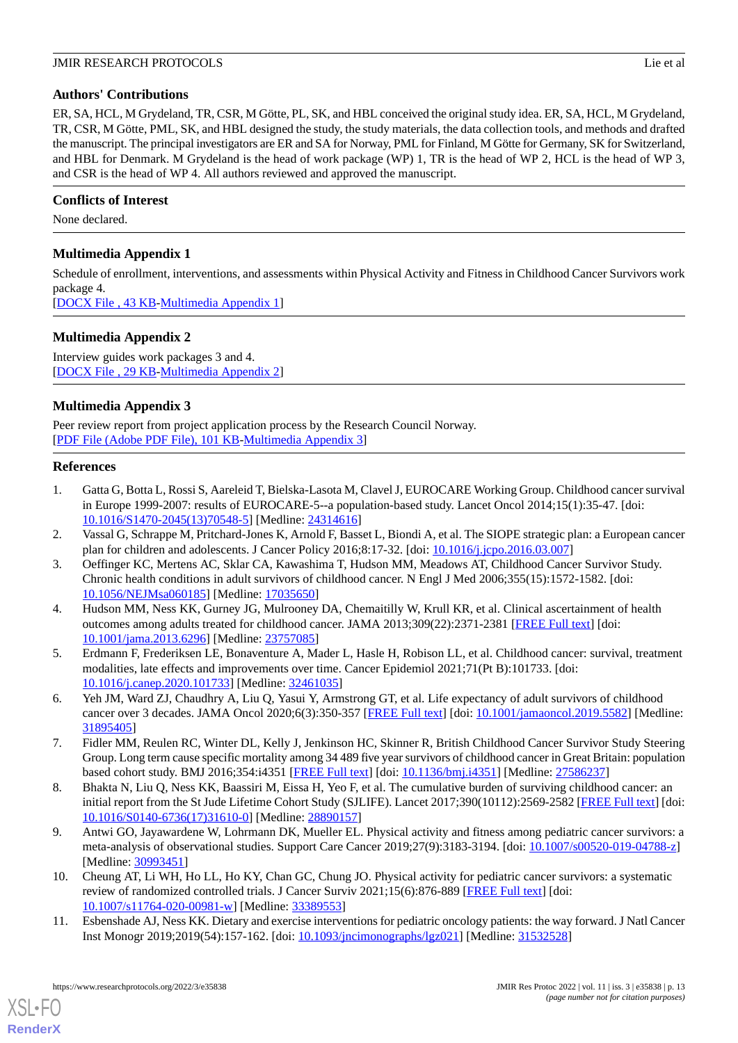## Authors' Contributions

ER, SA, HCL, M Grydeland, TR, CSR, M Götte, PL, SK, and HBL conceived the original study idea. ER, SA, HCL, M Grydeland, TR, CSR, M Götte, PML, SK, and HBL designed the study, the study materials, the data collection tools, and methods and drafted the manuscript. The principal investigators are ER and SA for Norway, PML for Finland, M Götte for Germany, SK for Switzerland, and HBL for Denmark. M Grydeland is the head of work package (WP) 1, TR is the head of WP 2, HCL is the head of WP 3, and CSR is the head of WP 4. All authors reviewed and approved the manuscript.

## Conflicts of Interest

None declared.

## Multimedia Appendix 1

Schedule of enrollment, interventions, and assessments within Physical Activity and Fitness in Childhood Cancer Survivors work package 4.

[DOCX File , 43 KB-Multimedia Appendix 1]

## Multimedia Appendix 2

Interview guides work packages 3 and 4.

[DOCX File , 29 KB-Multimedia Appendix 2]

## Multimedia Appendix 3

Peer review report from project application process by the Research Council Norway.

[PDF File (Adobe PDF File), 101 KB-Multimedia Appendix 3]

## References

1. Gatta G, Botta L, Rossi S, Aareleid T, Bielska-Lasota M, Clavel J, EUROCARE Working Group. Childhood cancer survival in Europe 1999-2007: results of EUROCARE-5--a population-based study. Lancet Oncol 2014;15(1):35-47. [doi: 10.1016/S1470-2045(13)70548-5] [Medline: 24314616]
2. Vassal G, Schrappe M, Pritchard-Jones K, Arnold F, Basset L, Biondi A, et al. The SIOPE strategic plan: a European cancer plan for children and adolescents. J Cancer Policy 2016;8:17-32. [doi: 10.1016/j.jcpo.2016.03.007]
3. Oeffinger KC, Mertens AC, Sklar CA, Kawashima T, Hudson MM, Meadows AT, Childhood Cancer Survivor Study. Chronic health conditions in adult survivors of childhood cancer. N Engl J Med 2006;355(15):1572-1582. [doi: 10.1056/NEJMsa060185] [Medline: 17035650]
4. Hudson MM, Ness KK, Gurney JG, Mulrooney DA, Chemaitilly W, Krull KR, et al. Clinical ascertainment of health outcomes among adults treated for childhood cancer. JAMA 2013;309(22):2371-2381 [FREE Full text] [doi: 10.1001/jama.2013.6296] [Medline: 23757085]
5. Erdmann F, Frederiksen LE, Bonaventure A, Mader L, Hasle H, Robison LL, et al. Childhood cancer: survival, treatment modalities, late effects and improvements over time. Cancer Epidemiol 2021;71(Pt B):101733. [doi: 10.1016/j.canep.2020.101733] [Medline: 32461035]
6. Yeh JM, Ward ZJ, Chaudhry A, Liu Q, Yasui Y, Armstrong GT, et al. Life expectancy of adult survivors of childhood cancer over 3 decades. JAMA Oncol 2020;6(3):350-357 [FREE Full text] [doi: 10.1001/jamaoncol.2019.5582] [Medline: 31895405]
7. Fidler MM, Reulen RC, Winter DL, Kelly J, Jenkinson HC, Skinner R, British Childhood Cancer Survivor Study Steering Group. Long term cause specific mortality among 34 489 five year survivors of childhood cancer in Great Britain: population based cohort study. BMJ 2016;354:i4351 [FREE Full text] [doi: 10.1136/bmj.i4351] [Medline: 27586237]
8. Bhakta N, Liu Q, Ness KK, Baassiri M, Eissa H, Yeo F, et al. The cumulative burden of surviving childhood cancer: an initial report from the St Jude Lifetime Cohort Study (SJLIFE). Lancet 2017;390(10112):2569-2582 [FREE Full text] [doi: 10.1016/S0140-6736(17)31610-0] [Medline: 28890157]
9. Antwi GO, Jayawardene W, Lohrmann DK, Mueller EL. Physical activity and fitness among pediatric cancer survivors: a meta-analysis of observational studies. Support Care Cancer 2019;27(9):3183-3194. [doi: 10.1007/s00520-019-04788-z] [Medline: 30993451]
10. Cheung AT, Li WH, Ho LL, Ho KY, Chan GC, Chung JO. Physical activity for pediatric cancer survivors: a systematic review of randomized controlled trials. J Cancer Surviv 2021;15(6):876-889 [FREE Full text] [doi: 10.1007/s11764-020-00981-w] [Medline: 33389553]
11. Esbenshade AJ, Ness KK. Dietary and exercise interventions for pediatric oncology patients: the way forward. J Natl Cancer Inst Monogr 2019;2019(54):157-162. [doi: 10.1093/jncimonographs/lgz021] [Medline: 31532528]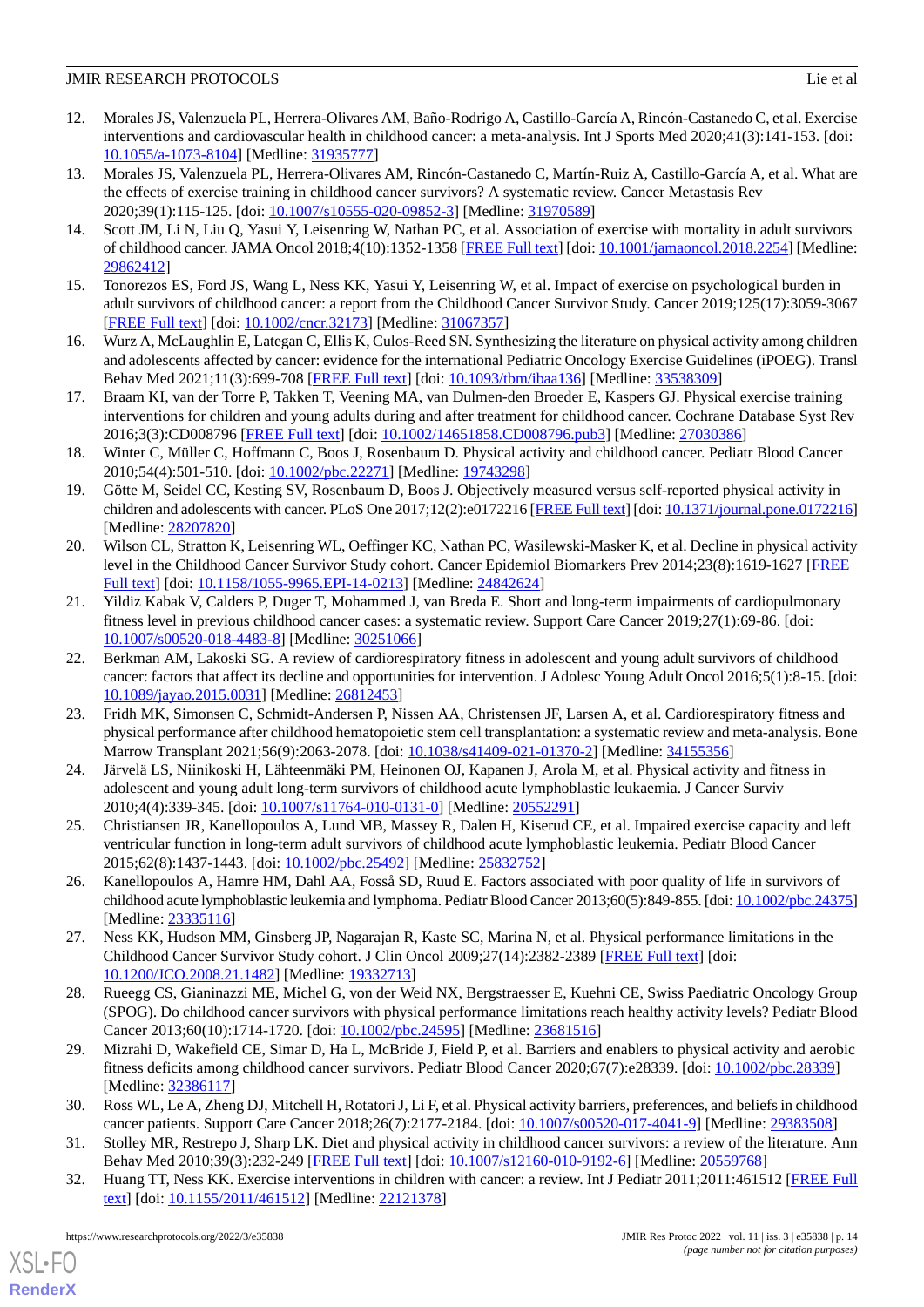12. Morales JS, Valenzuela PL, Herrera-Olivares AM, Baño-Rodrigo A, Castillo-García A, Rincón-Castanedo C, et al. Exercise interventions and cardiovascular health in childhood cancer: a meta-analysis. Int J Sports Med 2020;41(3):141-153. [doi: 10.1055/a-1073-8104] [Medline: 31935777]
13. Morales JS, Valenzuela PL, Herrera-Olivares AM, Rincón-Castanedo C, Martín-Ruiz A, Castillo-García A, et al. What are the effects of exercise training in childhood cancer survivors? A systematic review. Cancer Metastasis Rev 2020;39(1):115-125. [doi: 10.1007/s10555-020-09852-3] [Medline: 31970589]
14. Scott JM, Li N, Liu Q, Yasui Y, Leisenring W, Nathan PC, et al. Association of exercise with mortality in adult survivors of childhood cancer. JAMA Oncol 2018;4(10):1352-1358 [FREE Full text] [doi: 10.1001/jamaoncol.2018.2254] [Medline: 29862412]
15. Tonorezos ES, Ford JS, Wang L, Ness KK, Yasui Y, Leisenring W, et al. Impact of exercise on psychological burden in adult survivors of childhood cancer: a report from the Childhood Cancer Survivor Study. Cancer 2019;125(17):3059-3067 [FREE Full text] [doi: 10.1002/cncr.32173] [Medline: 31067357]
16. Wurz A, McLaughlin E, Lategan C, Ellis K, Culos-Reed SN. Synthesizing the literature on physical activity among children and adolescents affected by cancer: evidence for the international Pediatric Oncology Exercise Guidelines (iPOEG). Transl Behav Med 2021;11(3):699-708 [FREE Full text] [doi: 10.1093/tbm/ibaa136] [Medline: 33538309]
17. Braam KI, van der Torre P, Takken T, Veening MA, van Dulmen-den Broeder E, Kaspers GJ. Physical exercise training interventions for children and young adults during and after treatment for childhood cancer. Cochrane Database Syst Rev 2016;3(3):CD008796 [FREE Full text] [doi: 10.1002/14651858.CD008796.pub3] [Medline: 27030386]
18. Winter C, Müller C, Hoffmann C, Boos J, Rosenbaum D. Physical activity and childhood cancer. Pediatr Blood Cancer 2010;54(4):501-510. [doi: 10.1002/pbc.22271] [Medline: 19743298]
19. Götte M, Seidel CC, Kesting SV, Rosenbaum D, Boos J. Objectively measured versus self-reported physical activity in children and adolescents with cancer. PLoS One 2017;12(2):e0172216 [FREE Full text] [doi: 10.1371/journal.pone.0172216] [Medline: 28207820]
20. Wilson CL, Stratton K, Leisenring WL, Oeffinger KC, Nathan PC, Wasilewski-Masker K, et al. Decline in physical activity level in the Childhood Cancer Survivor Study cohort. Cancer Epidemiol Biomarkers Prev 2014;23(8):1619-1627 [FREE Full text] [doi: 10.1158/1055-9965.EPI-14-0213] [Medline: 24842624]
21. Yildiz Kabak V, Calders P, Duger T, Mohammed J, van Breda E. Short and long-term impairments of cardiopulmonary fitness level in previous childhood cancer cases: a systematic review. Support Care Cancer 2019;27(1):69-86. [doi: 10.1007/s00520-018-4483-8] [Medline: 30251066]
22. Berkman AM, Lakoski SG. A review of cardiorespiratory fitness in adolescent and young adult survivors of childhood cancer: factors that affect its decline and opportunities for intervention. J Adolesc Young Adult Oncol 2016;5(1):8-15. [doi: 10.1089/jayao.2015.0031] [Medline: 26812453]
23. Fridh MK, Simonsen C, Schmidt-Andersen P, Nissen AA, Christensen JF, Larsen A, et al. Cardiorespiratory fitness and physical performance after childhood hematopoietic stem cell transplantation: a systematic review and meta-analysis. Bone Marrow Transplant 2021;56(9):2063-2078. [doi: 10.1038/s41409-021-01370-2] [Medline: 34155356]
24. Järvelä LS, Niinikoski H, Lähteenmäki PM, Heinonen OJ, Kapanen J, Arola M, et al. Physical activity and fitness in adolescent and young adult long-term survivors of childhood acute lymphoblastic leukaemia. J Cancer Surviv 2010;4(4):339-345. [doi: 10.1007/s11764-010-0131-0] [Medline: 20552291]
25. Christiansen JR, Kanellopoulos A, Lund MB, Massey R, Dalen H, Kiserud CE, et al. Impaired exercise capacity and left ventricular function in long-term adult survivors of childhood acute lymphoblastic leukemia. Pediatr Blood Cancer 2015;62(8):1437-1443. [doi: 10.1002/pbc.25492] [Medline: 25832752]
26. Kanellopoulos A, Hamre HM, Dahl AA, Fosså SD, Ruud E. Factors associated with poor quality of life in survivors of childhood acute lymphoblastic leukemia and lymphoma. Pediatr Blood Cancer 2013;60(5):849-855. [doi: 10.1002/pbc.24375] [Medline: 23335116]
27. Ness KK, Hudson MM, Ginsberg JP, Nagarajan R, Kaste SC, Marina N, et al. Physical performance limitations in the Childhood Cancer Survivor Study cohort. J Clin Oncol 2009;27(14):2382-2389 [FREE Full text] [doi: 10.1200/JCO.2008.21.1482] [Medline: 19332713]
28. Rueegg CS, Gianinazzi ME, Michel G, von der Weid NX, Bergstraesser E, Kuehni CE, Swiss Paediatric Oncology Group (SPOG). Do childhood cancer survivors with physical performance limitations reach healthy activity levels? Pediatr Blood Cancer 2013;60(10):1714-1720. [doi: 10.1002/pbc.24595] [Medline: 23681516]
29. Mizrahi D, Wakefield CE, Simar D, Ha L, McBride J, Field P, et al. Barriers and enablers to physical activity and aerobic fitness deficits among childhood cancer survivors. Pediatr Blood Cancer 2020;67(7):e28339. [doi: 10.1002/pbc.28339] [Medline: 32386117]
30. Ross WL, Le A, Zheng DJ, Mitchell H, Rotatori J, Li F, et al. Physical activity barriers, preferences, and beliefs in childhood cancer patients. Support Care Cancer 2018;26(7):2177-2184. [doi: 10.1007/s00520-017-4041-9] [Medline: 29383508]
31. Stolley MR, Restrepo J, Sharp LK. Diet and physical activity in childhood cancer survivors: a review of the literature. Ann Behav Med 2010;39(3):232-249 [FREE Full text] [doi: 10.1007/s12160-010-9192-6] [Medline: 20559768]
32. Huang TT, Ness KK. Exercise interventions in children with cancer: a review. Int J Pediatr 2011;2011:461512 [FREE Full text] [doi: 10.1155/2011/461512] [Medline: 22121378]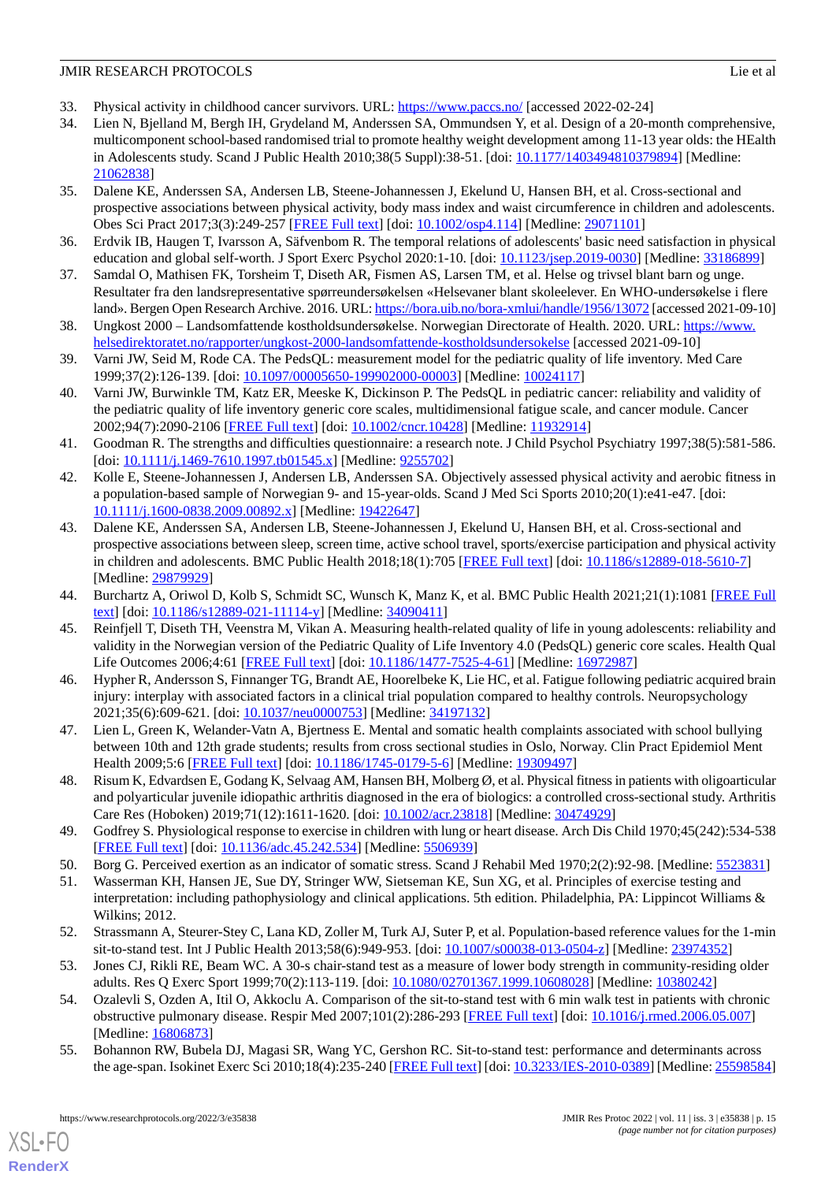33. Physical activity in childhood cancer survivors. URL: https://www.paccs.no/ [accessed 2022-02-24]
34. Lien N, Bjelland M, Bergh IH, Grydeland M, Anderssen SA, Ommundsen Y, et al. Design of a 20-month comprehensive, multicomponent school-based randomised trial to promote healthy weight development among 11-13 year olds: the HEalth in Adolescents study. Scand J Public Health 2010;38(5 Suppl):38-51. [doi: 10.1177/1403494810379894] [Medline: 21062838]
35. Dalene KE, Anderssen SA, Andersen LB, Steene-Johannessen J, Ekelund U, Hansen BH, et al. Cross-sectional and prospective associations between physical activity, body mass index and waist circumference in children and adolescents. Obes Sci Pract 2017;3(3):249-257 [FREE Full text] [doi: 10.1002/osp4.114] [Medline: 29071101]
36. Erdvik IB, Haugen T, Ivarsson A, Säfvenbom R. The temporal relations of adolescents' basic need satisfaction in physical education and global self-worth. J Sport Exerc Psychol 2020:1-10. [doi: 10.1123/jsep.2019-0030] [Medline: 33186899]
37. Samdal O, Mathisen FK, Torsheim T, Diseth AR, Fismen AS, Larsen TM, et al. Helse og trivsel blant barn og unge. Resultater fra den landsrepresentative spørreundersøkelsen «Helsevaner blant skoleelever. En WHO-undersøkelse i flere land». Bergen Open Research Archive. 2016. URL: https://bora.uib.no/bora-xmlui/handle/1956/13072 [accessed 2021-09-10]
38. Ungkost 2000 – Landsomfattende kostholdsundersøkelse. Norwegian Directorate of Health. 2020. URL: https://www.helsedirektoratet.no/rapporter/ungkost-2000-landsomfattende-kostholdsundersokelse [accessed 2021-09-10]
39. Varni JW, Seid M, Rode CA. The PedsQL: measurement model for the pediatric quality of life inventory. Med Care 1999;37(2):126-139. [doi: 10.1097/00005650-199902000-00003] [Medline: 10024117]
40. Varni JW, Burwinkle TM, Katz ER, Meeske K, Dickinson P. The PedsQL in pediatric cancer: reliability and validity of the pediatric quality of life inventory generic core scales, multidimensional fatigue scale, and cancer module. Cancer 2002;94(7):2090-2106 [FREE Full text] [doi: 10.1002/cncr.10428] [Medline: 11932914]
41. Goodman R. The strengths and difficulties questionnaire: a research note. J Child Psychol Psychiatry 1997;38(5):581-586. [doi: 10.1111/j.1469-7610.1997.tb01545.x] [Medline: 9255702]
42. Kolle E, Steene-Johannessen J, Andersen LB, Anderssen SA. Objectively assessed physical activity and aerobic fitness in a population-based sample of Norwegian 9- and 15-year-olds. Scand J Med Sci Sports 2010;20(1):e41-e47. [doi: 10.1111/j.1600-0838.2009.00892.x] [Medline: 19422647]
43. Dalene KE, Anderssen SA, Andersen LB, Steene-Johannessen J, Ekelund U, Hansen BH, et al. Cross-sectional and prospective associations between sleep, screen time, active school travel, sports/exercise participation and physical activity in children and adolescents. BMC Public Health 2018;18(1):705 [FREE Full text] [doi: 10.1186/s12889-018-5610-7] [Medline: 29879929]
44. Burchartz A, Oriwol D, Kolb S, Schmidt SC, Wunsch K, Manz K, et al. BMC Public Health 2021;21(1):1081 [FREE Full text] [doi: 10.1186/s12889-021-11114-y] [Medline: 34090411]
45. Reinfjell T, Diseth TH, Veenstra M, Vikan A. Measuring health-related quality of life in young adolescents: reliability and validity in the Norwegian version of the Pediatric Quality of Life Inventory 4.0 (PedsQL) generic core scales. Health Qual Life Outcomes 2006;4:61 [FREE Full text] [doi: 10.1186/1477-7525-4-61] [Medline: 16972987]
46. Hypher R, Andersson S, Finnanger TG, Brandt AE, Hoorelbeke K, Lie HC, et al. Fatigue following pediatric acquired brain injury: interplay with associated factors in a clinical trial population compared to healthy controls. Neuropsychology 2021;35(6):609-621. [doi: 10.1037/neu0000753] [Medline: 34197132]
47. Lien L, Green K, Welander-Vatn A, Bjertness E. Mental and somatic health complaints associated with school bullying between 10th and 12th grade students; results from cross sectional studies in Oslo, Norway. Clin Pract Epidemiol Ment Health 2009;5:6 [FREE Full text] [doi: 10.1186/1745-0179-5-6] [Medline: 19309497]
48. Risum K, Edvardsen E, Godang K, Selvaag AM, Hansen BH, Molberg Ø, et al. Physical fitness in patients with oligoarticular and polyarticular juvenile idiopathic arthritis diagnosed in the era of biologics: a controlled cross-sectional study. Arthritis Care Res (Hoboken) 2019;71(12):1611-1620. [doi: 10.1002/acr.23818] [Medline: 30474929]
49. Godfrey S. Physiological response to exercise in children with lung or heart disease. Arch Dis Child 1970;45(242):534-538 [FREE Full text] [doi: 10.1136/adc.45.242.534] [Medline: 5506939]
50. Borg G. Perceived exertion as an indicator of somatic stress. Scand J Rehabil Med 1970;2(2):92-98. [Medline: 5523831]
51. Wasserman KH, Hansen JE, Sue DY, Stringer WW, Sietseman KE, Sun XG, et al. Principles of exercise testing and interpretation: including pathophysiology and clinical applications. 5th edition. Philadelphia, PA: Lippincot Williams & Wilkins; 2012.
52. Strassmann A, Steurer-Stey C, Lana KD, Zoller M, Turk AJ, Suter P, et al. Population-based reference values for the 1-min sit-to-stand test. Int J Public Health 2013;58(6):949-953. [doi: 10.1007/s00038-013-0504-z] [Medline: 23974352]
53. Jones CJ, Rikli RE, Beam WC. A 30-s chair-stand test as a measure of lower body strength in community-residing older adults. Res Q Exerc Sport 1999;70(2):113-119. [doi: 10.1080/02701367.1999.10608028] [Medline: 10380242]
54. Ozalevli S, Ozden A, Itil O, Akkoclu A. Comparison of the sit-to-stand test with 6 min walk test in patients with chronic obstructive pulmonary disease. Respir Med 2007;101(2):286-293 [FREE Full text] [doi: 10.1016/j.rmed.2006.05.007] [Medline: 16806873]
55. Bohannon RW, Bubela DJ, Magasi SR, Wang YC, Gershon RC. Sit-to-stand test: performance and determinants across the age-span. Isokinet Exerc Sci 2010;18(4):235-240 [FREE Full text] [doi: 10.3233/IES-2010-0389] [Medline: 25598584]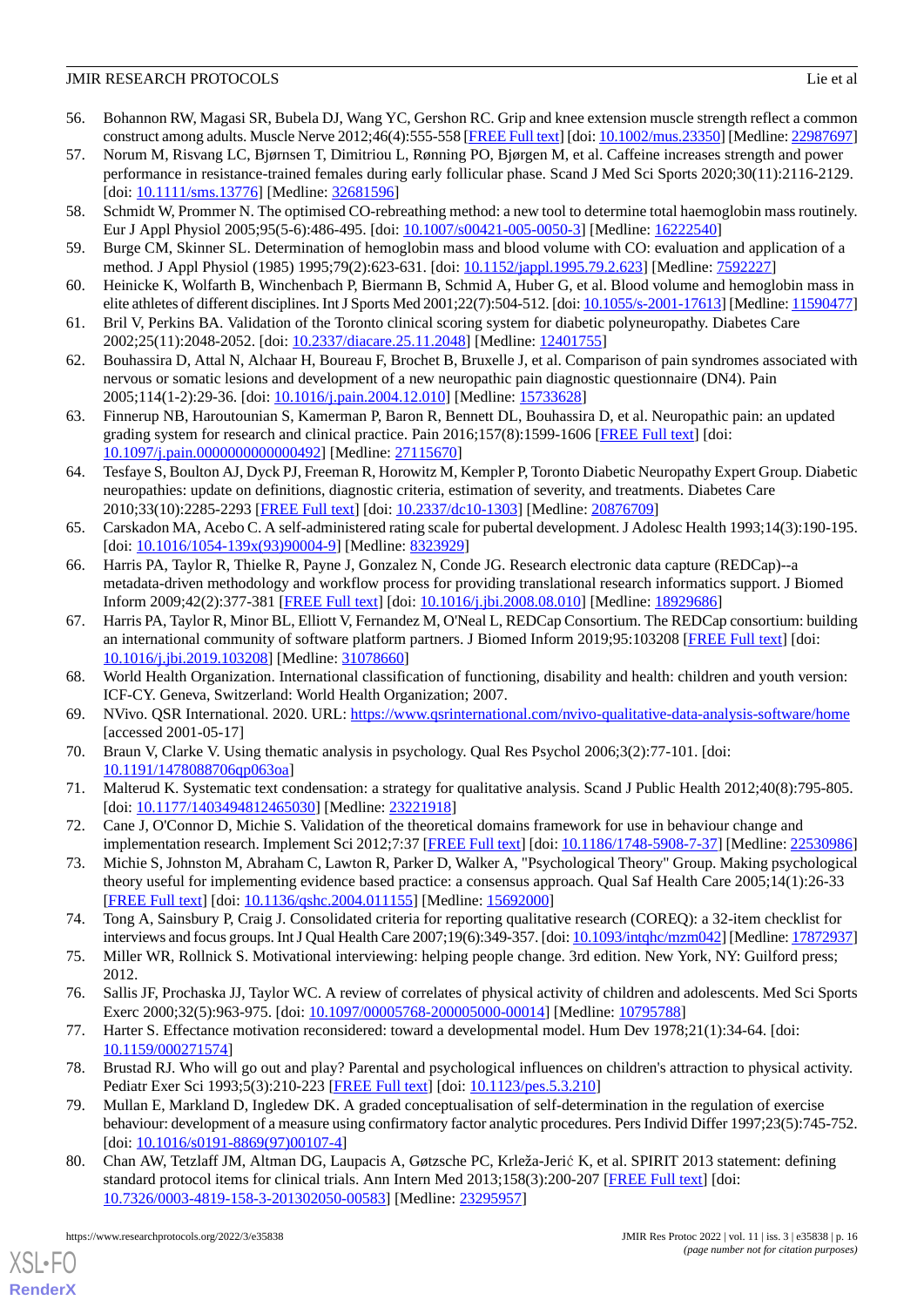56. Bohannon RW, Magasi SR, Bubela DJ, Wang YC, Gershon RC. Grip and knee extension muscle strength reflect a common construct among adults. Muscle Nerve 2012;46(4):555-558 [FREE Full text] [doi: 10.1002/mus.23350] [Medline: 22987697]
57. Norum M, Risvang LC, Bjørnsen T, Dimitriou L, Rønning PO, Bjørgen M, et al. Caffeine increases strength and power performance in resistance-trained females during early follicular phase. Scand J Med Sci Sports 2020;30(11):2116-2129. [doi: 10.1111/sms.13776] [Medline: 32681596]
58. Schmidt W, Prommer N. The optimised CO-rebreathing method: a new tool to determine total haemoglobin mass routinely. Eur J Appl Physiol 2005;95(5-6):486-495. [doi: 10.1007/s00421-005-0050-3] [Medline: 16222540]
59. Burge CM, Skinner SL. Determination of hemoglobin mass and blood volume with CO: evaluation and application of a method. J Appl Physiol (1985) 1995;79(2):623-631. [doi: 10.1152/jappl.1995.79.2.623] [Medline: 7592227]
60. Heinicke K, Wolfarth B, Winchenbach P, Biermann B, Schmid A, Huber G, et al. Blood volume and hemoglobin mass in elite athletes of different disciplines. Int J Sports Med 2001;22(7):504-512. [doi: 10.1055/s-2001-17613] [Medline: 11590477]
61. Bril V, Perkins BA. Validation of the Toronto clinical scoring system for diabetic polyneuropathy. Diabetes Care 2002;25(11):2048-2052. [doi: 10.2337/diacare.25.11.2048] [Medline: 12401755]
62. Bouhassira D, Attal N, Alchaar H, Boureau F, Brochet B, Bruxelle J, et al. Comparison of pain syndromes associated with nervous or somatic lesions and development of a new neuropathic pain diagnostic questionnaire (DN4). Pain 2005;114(1-2):29-36. [doi: 10.1016/j.pain.2004.12.010] [Medline: 15733628]
63. Finnerup NB, Haroutounian S, Kamerman P, Baron R, Bennett DL, Bouhassira D, et al. Neuropathic pain: an updated grading system for research and clinical practice. Pain 2016;157(8):1599-1606 [FREE Full text] [doi: 10.1097/j.pain.0000000000000492] [Medline: 27115670]
64. Tesfaye S, Boulton AJ, Dyck PJ, Freeman R, Horowitz M, Kempler P, Toronto Diabetic Neuropathy Expert Group. Diabetic neuropathies: update on definitions, diagnostic criteria, estimation of severity, and treatments. Diabetes Care 2010;33(10):2285-2293 [FREE Full text] [doi: 10.2337/dc10-1303] [Medline: 20876709]
65. Carskadon MA, Acebo C. A self-administered rating scale for pubertal development. J Adolesc Health 1993;14(3):190-195. [doi: 10.1016/1054-139x(93)90004-9] [Medline: 8323929]
66. Harris PA, Taylor R, Thielke R, Payne J, Gonzalez N, Conde JG. Research electronic data capture (REDCap)--a metadata-driven methodology and workflow process for providing translational research informatics support. J Biomed Inform 2009;42(2):377-381 [FREE Full text] [doi: 10.1016/j.jbi.2008.08.010] [Medline: 18929686]
67. Harris PA, Taylor R, Minor BL, Elliott V, Fernandez M, O'Neal L, REDCap Consortium. The REDCap consortium: building an international community of software platform partners. J Biomed Inform 2019;95:103208 [FREE Full text] [doi: 10.1016/j.jbi.2019.103208] [Medline: 31078660]
68. World Health Organization. International classification of functioning, disability and health: children and youth version: ICF-CY. Geneva, Switzerland: World Health Organization; 2007.
69. NVivo. QSR International. 2020. URL: https://www.qsrinternational.com/nvivo-qualitative-data-analysis-software/home [accessed 2001-05-17]
70. Braun V, Clarke V. Using thematic analysis in psychology. Qual Res Psychol 2006;3(2):77-101. [doi: 10.1191/1478088706qp063oa]
71. Malterud K. Systematic text condensation: a strategy for qualitative analysis. Scand J Public Health 2012;40(8):795-805. [doi: 10.1177/1403494812465030] [Medline: 23221918]
72. Cane J, O'Connor D, Michie S. Validation of the theoretical domains framework for use in behaviour change and implementation research. Implement Sci 2012;7:37 [FREE Full text] [doi: 10.1186/1748-5908-7-37] [Medline: 22530986]
73. Michie S, Johnston M, Abraham C, Lawton R, Parker D, Walker A, "Psychological Theory" Group. Making psychological theory useful for implementing evidence based practice: a consensus approach. Qual Saf Health Care 2005;14(1):26-33 [FREE Full text] [doi: 10.1136/qshc.2004.011155] [Medline: 15692000]
74. Tong A, Sainsbury P, Craig J. Consolidated criteria for reporting qualitative research (COREQ): a 32-item checklist for interviews and focus groups. Int J Qual Health Care 2007;19(6):349-357. [doi: 10.1093/intqhc/mzm042] [Medline: 17872937]
75. Miller WR, Rollnick S. Motivational interviewing: helping people change. 3rd edition. New York, NY: Guilford press; 2012.
76. Sallis JF, Prochaska JJ, Taylor WC. A review of correlates of physical activity of children and adolescents. Med Sci Sports Exerc 2000;32(5):963-975. [doi: 10.1097/00005768-200005000-00014] [Medline: 10795788]
77. Harter S. Effectance motivation reconsidered: toward a developmental model. Hum Dev 1978;21(1):34-64. [doi: 10.1159/000271574]
78. Brustad RJ. Who will go out and play? Parental and psychological influences on children's attraction to physical activity. Pediatr Exer Sci 1993;5(3):210-223 [FREE Full text] [doi: 10.1123/pes.5.3.210]
79. Mullan E, Markland D, Ingledew DK. A graded conceptualisation of self-determination in the regulation of exercise behaviour: development of a measure using confirmatory factor analytic procedures. Pers Individ Differ 1997;23(5):745-752. [doi: 10.1016/s0191-8869(97)00107-4]
80. Chan AW, Tetzlaff JM, Altman DG, Laupacis A, Gøtzsche PC, Krleža-Jerić K, et al. SPIRIT 2013 statement: defining standard protocol items for clinical trials. Ann Intern Med 2013;158(3):200-207 [FREE Full text] [doi: 10.7326/0003-4819-158-3-201302050-00583] [Medline: 23295957]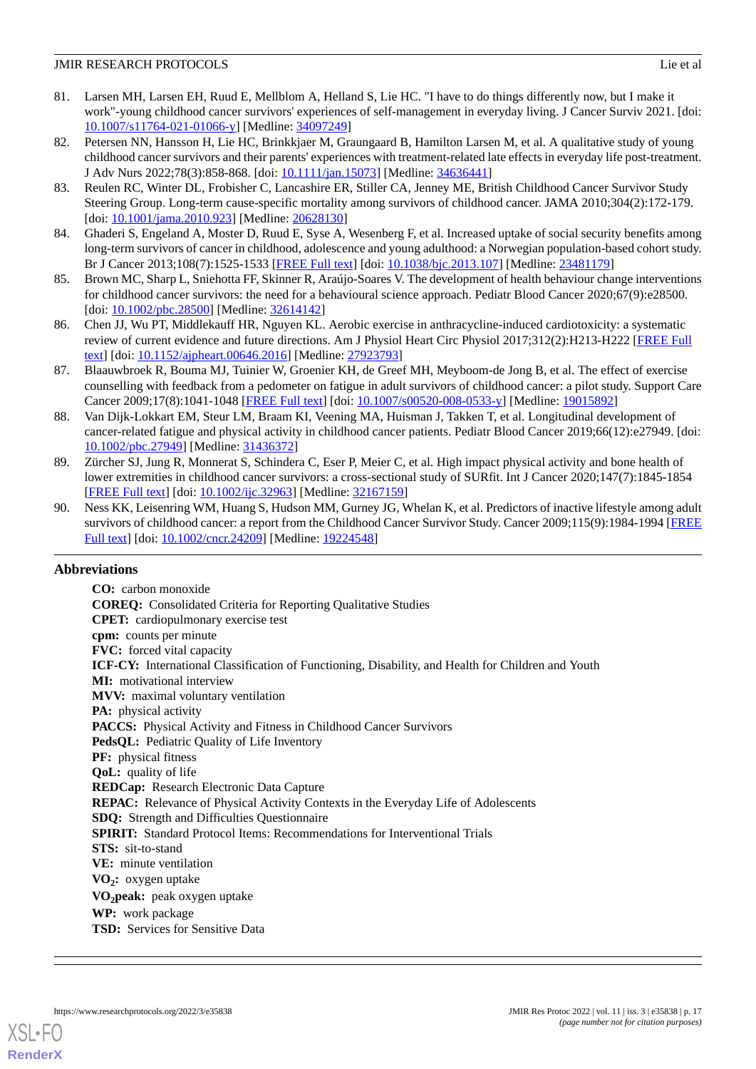81. Larsen MH, Larsen EH, Ruud E, Mellblom A, Helland S, Lie HC. "I have to do things differently now, but I make it work"-young childhood cancer survivors' experiences of self-management in everyday living. J Cancer Surviv 2021. [doi: 10.1007/s11764-021-01066-y] [Medline: 34097249]
82. Petersen NN, Hansson H, Lie HC, Brinkkjaer M, Graungaard B, Hamilton Larsen M, et al. A qualitative study of young childhood cancer survivors and their parents' experiences with treatment-related late effects in everyday life post-treatment. J Adv Nurs 2022;78(3):858-868. [doi: 10.1111/jan.15073] [Medline: 34636441]
83. Reulen RC, Winter DL, Frobisher C, Lancashire ER, Stiller CA, Jenney ME, British Childhood Cancer Survivor Study Steering Group. Long-term cause-specific mortality among survivors of childhood cancer. JAMA 2010;304(2):172-179. [doi: 10.1001/jama.2010.923] [Medline: 20628130]
84. Ghaderi S, Engeland A, Moster D, Ruud E, Syse A, Wesenberg F, et al. Increased uptake of social security benefits among long-term survivors of cancer in childhood, adolescence and young adulthood: a Norwegian population-based cohort study. Br J Cancer 2013;108(7):1525-1533 [FREE Full text] [doi: 10.1038/bjc.2013.107] [Medline: 23481179]
85. Brown MC, Sharp L, Sniehotta FF, Skinner R, Araújo-Soares V. The development of health behaviour change interventions for childhood cancer survivors: the need for a behavioural science approach. Pediatr Blood Cancer 2020;67(9):e28500. [doi: 10.1002/pbc.28500] [Medline: 32614142]
86. Chen JJ, Wu PT, Middlekauff HR, Nguyen KL. Aerobic exercise in anthracycline-induced cardiotoxicity: a systematic review of current evidence and future directions. Am J Physiol Heart Circ Physiol 2017;312(2):H213-H222 [FREE Full text] [doi: 10.1152/ajpheart.00646.2016] [Medline: 27923793]
87. Blaauwbroek R, Bouma MJ, Tuinier W, Groenier KH, de Greef MH, Meyboom-de Jong B, et al. The effect of exercise counselling with feedback from a pedometer on fatigue in adult survivors of childhood cancer: a pilot study. Support Care Cancer 2009;17(8):1041-1048 [FREE Full text] [doi: 10.1007/s00520-008-0533-y] [Medline: 19015892]
88. Van Dijk-Lokkart EM, Steur LM, Braam KI, Veening MA, Huisman J, Takken T, et al. Longitudinal development of cancer-related fatigue and physical activity in childhood cancer patients. Pediatr Blood Cancer 2019;66(12):e27949. [doi: 10.1002/pbc.27949] [Medline: 31436372]
89. Zürcher SJ, Jung R, Monnerat S, Schindera C, Eser P, Meier C, et al. High impact physical activity and bone health of lower extremities in childhood cancer survivors: a cross-sectional study of SURfit. Int J Cancer 2020;147(7):1845-1854 [FREE Full text] [doi: 10.1002/ijc.32963] [Medline: 32167159]
90. Ness KK, Leisenring WM, Huang S, Hudson MM, Gurney JG, Whelan K, et al. Predictors of inactive lifestyle among adult survivors of childhood cancer: a report from the Childhood Cancer Survivor Study. Cancer 2009;115(9):1984-1994 [FREE Full text] [doi: 10.1002/cncr.24209] [Medline: 19224548]

## Abbreviations

**CO:** carbon monoxide
**COREQ:** Consolidated Criteria for Reporting Qualitative Studies
**CPET:** cardiopulmonary exercise test
**cpm:** counts per minute
**FVC:** forced vital capacity
**ICF-CY:** International Classification of Functioning, Disability, and Health for Children and Youth
**MI:** motivational interview
**MVV:** maximal voluntary ventilation
**PA:** physical activity
**PACCS:** Physical Activity and Fitness in Childhood Cancer Survivors
**PedsQL:** Pediatric Quality of Life Inventory
**PF:** physical fitness
**QoL:** quality of life
**REDCap:** Research Electronic Data Capture
**REPAC:** Relevance of Physical Activity Contexts in the Everyday Life of Adolescents
**SDQ:** Strength and Difficulties Questionnaire
**SPIRIT:** Standard Protocol Items: Recommendations for Interventional Trials
**STS:** sit-to-stand
**VE:** minute ventilation
**$VO_2$:** oxygen uptake
**$VO_2$peak:** peak oxygen uptake
**WP:** work package
**TSD:** Services for Sensitive Data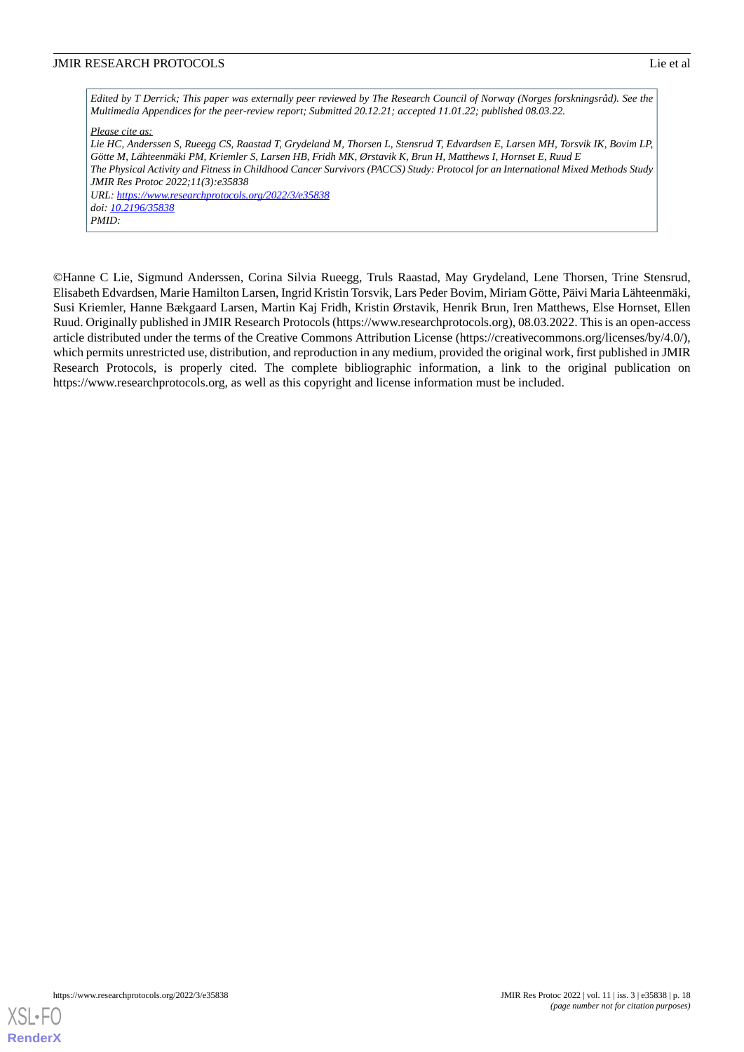*Edited by T Derrick; This paper was externally peer reviewed by The Research Council of Norway (Norges forskningsråd). See the Multimedia Appendices for the peer-review report; Submitted 20.12.21; accepted 11.01.22; published 08.03.22.*

*Please cite as:*
*Lie HC, Anderssen S, Rueegg CS, Raastad T, Grydeland M, Thorsen L, Stensrud T, Edvardsen E, Larsen MH, Torsvik IK, Bovim LP, Götte M, Lähteenmäki PM, Kriemler S, Larsen HB, Fridh MK, Ørstavik K, Brun H, Matthews I, Hornset E, Ruud E*
*The Physical Activity and Fitness in Childhood Cancer Survivors (PACCS) Study: Protocol for an International Mixed Methods Study*
*JMIR Res Protoc 2022;11(3):e35838*
*URL: https://www.researchprotocols.org/2022/3/e35838*
*doi: 10.2196/35838*
*PMID:*

©Hanne C Lie, Sigmund Anderssen, Corina Silvia Rueegg, Truls Raastad, May Grydeland, Lene Thorsen, Trine Stensrud, Elisabeth Edvardsen, Marie Hamilton Larsen, Ingrid Kristin Torsvik, Lars Peder Bovim, Miriam Götte, Päivi Maria Lähteenmäki, Susi Kriemler, Hanne Bækgaard Larsen, Martin Kaj Fridh, Kristin Ørstavik, Henrik Brun, Iren Matthews, Else Hornset, Ellen Ruud. Originally published in JMIR Research Protocols (https://www.researchprotocols.org), 08.03.2022. This is an open-access article distributed under the terms of the Creative Commons Attribution License (https://creativecommons.org/licenses/by/4.0/), which permits unrestricted use, distribution, and reproduction in any medium, provided the original work, first published in JMIR Research Protocols, is properly cited. The complete bibliographic information, a link to the original publication on https://www.researchprotocols.org, as well as this copyright and license information must be included.